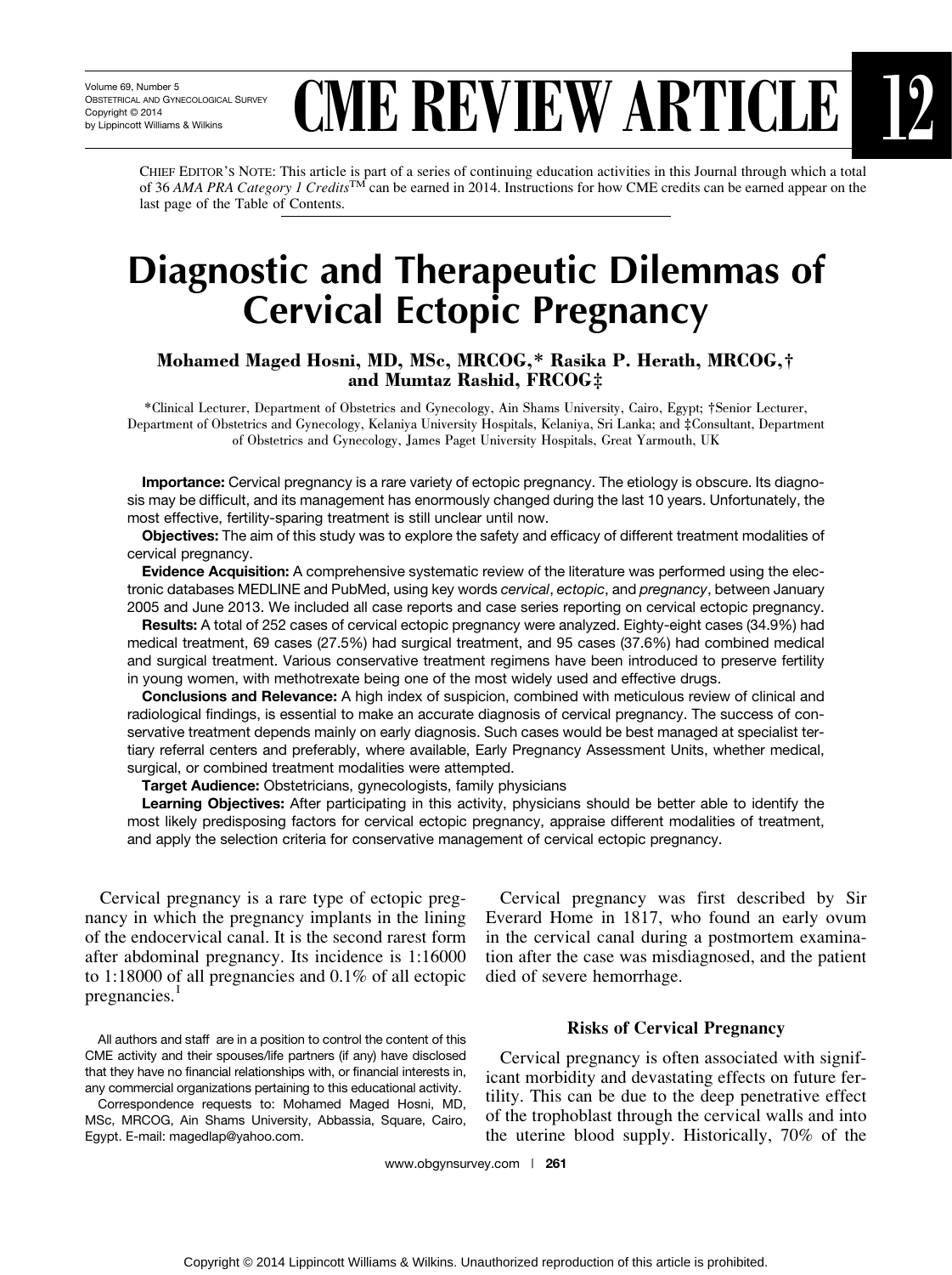CME REVIEW ARTICLE 12

Chief Editor's Note: This article is part of a series of continuing education activities in this Journal through which a total of 36 *AMA PRA Category 1 Credits*™ can be earned in 2014. Instructions for how CME credits can be earned appear on the last page of the Table of Contents.

# Diagnostic and Therapeutic Dilemmas of Cervical Ectopic Pregnancy

**Mohamed Maged Hosni, MD, MSc, MRCOG,* Rasika P. Herath, MRCOG,† and Mumtaz Rashid, FRCOG‡**

*Clinical Lecturer, Department of Obstetrics and Gynecology, Ain Shams University, Cairo, Egypt; †Senior Lecturer, Department of Obstetrics and Gynecology, Kelaniya University Hospitals, Kelaniya, Sri Lanka; and ‡Consultant, Department of Obstetrics and Gynecology, James Paget University Hospitals, Great Yarmouth, UK

**Importance:** Cervical pregnancy is a rare variety of ectopic pregnancy. The etiology is obscure. Its diagnosis may be difficult, and its management has enormously changed during the last 10 years. Unfortunately, the most effective, fertility-sparing treatment is still unclear until now.

**Objectives:** The aim of this study was to explore the safety and efficacy of different treatment modalities of cervical pregnancy.

**Evidence Acquisition:** A comprehensive systematic review of the literature was performed using the electronic databases MEDLINE and PubMed, using key words *cervical*, *ectopic*, and *pregnancy*, between January 2005 and June 2013. We included all case reports and case series reporting on cervical ectopic pregnancy.

**Results:** A total of 252 cases of cervical ectopic pregnancy were analyzed. Eighty-eight cases (34.9%) had medical treatment, 69 cases (27.5%) had surgical treatment, and 95 cases (37.6%) had combined medical and surgical treatment. Various conservative treatment regimens have been introduced to preserve fertility in young women, with methotrexate being one of the most widely used and effective drugs.

**Conclusions and Relevance:** A high index of suspicion, combined with meticulous review of clinical and radiological findings, is essential to make an accurate diagnosis of cervical pregnancy. The success of conservative treatment depends mainly on early diagnosis. Such cases would be best managed at specialist tertiary referral centers and preferably, where available, Early Pregnancy Assessment Units, whether medical, surgical, or combined treatment modalities were attempted.

**Target Audience:** Obstetricians, gynecologists, family physicians

**Learning Objectives:** After participating in this activity, physicians should be better able to identify the most likely predisposing factors for cervical ectopic pregnancy, appraise different modalities of treatment, and apply the selection criteria for conservative management of cervical ectopic pregnancy.

Cervical pregnancy is a rare type of ectopic pregnancy in which the pregnancy implants in the lining of the endocervical canal. It is the second rarest form after abdominal pregnancy. Its incidence is 1:16000 to 1:18000 of all pregnancies and 0.1% of all ectopic pregnancies.[1]

All authors and staff are in a position to control the content of this CME activity and their spouses/life partners (if any) have disclosed that they have no financial relationships with, or financial interests in, any commercial organizations pertaining to this educational activity.

Correspondence requests to: Mohamed Maged Hosni, MD, MSc, MRCOG, Ain Shams University, Abbassia, Square, Cairo, Egypt. E-mail: magedlap@yahoo.com.

Cervical pregnancy was first described by Sir Everard Home in 1817, who found an early ovum in the cervical canal during a postmortem examination after the case was misdiagnosed, and the patient died of severe hemorrhage.

## Risks of Cervical Pregnancy

Cervical pregnancy is often associated with significant morbidity and devastating effects on future fertility. This can be due to the deep penetrative effect of the trophoblast through the cervical walls and into the uterine blood supply. Historically, 70% of the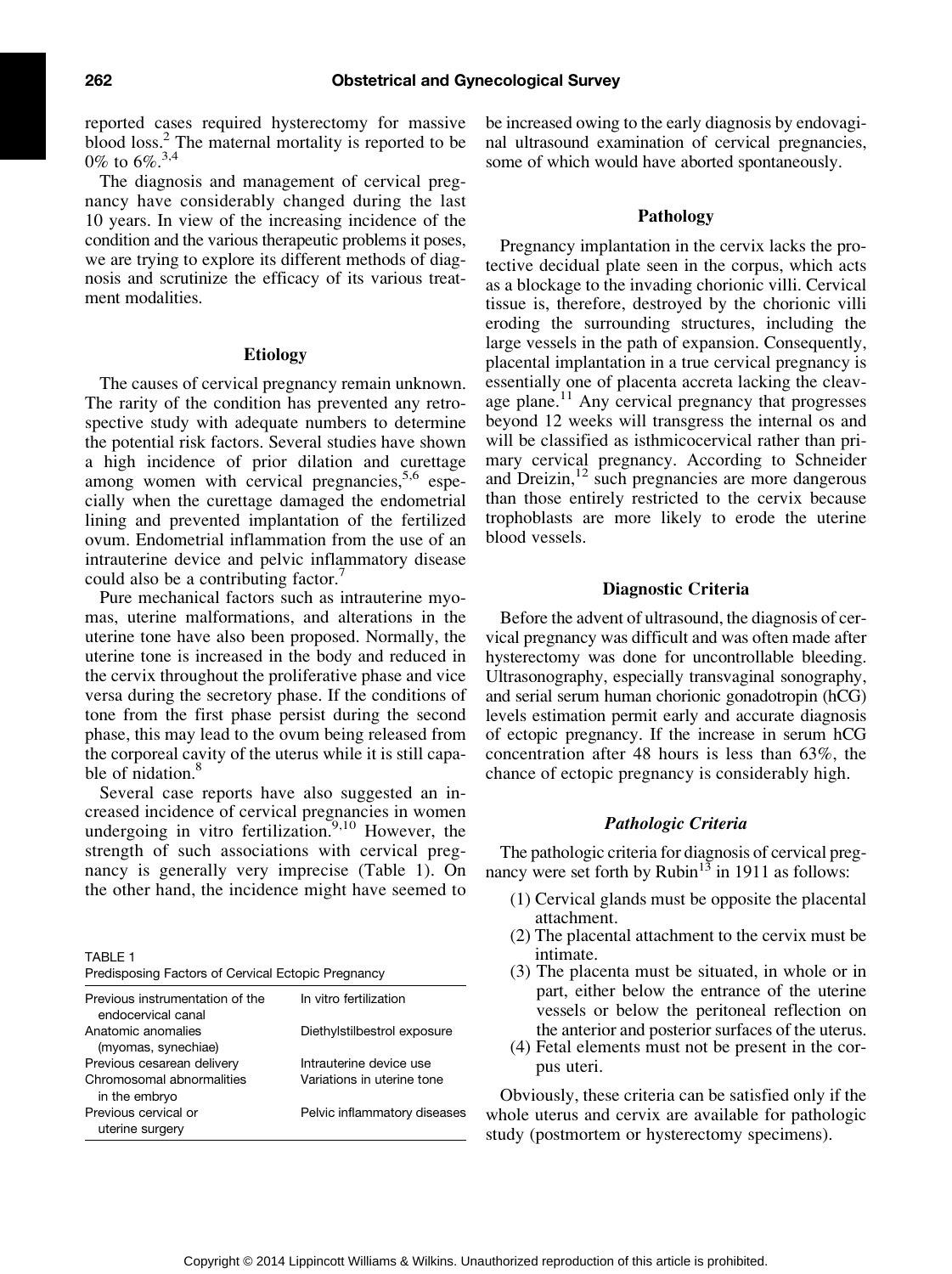reported cases required hysterectomy for massive blood loss.[2] The maternal mortality is reported to be 0% to 6%.[3,4]

The diagnosis and management of cervical pregnancy have considerably changed during the last 10 years. In view of the increasing incidence of the condition and the various therapeutic problems it poses, we are trying to explore its different methods of diagnosis and scrutinize the efficacy of its various treatment modalities.

## Etiology

The causes of cervical pregnancy remain unknown. The rarity of the condition has prevented any retrospective study with adequate numbers to determine the potential risk factors. Several studies have shown a high incidence of prior dilation and curettage among women with cervical pregnancies,[5,6] especially when the curettage damaged the endometrial lining and prevented implantation of the fertilized ovum. Endometrial inflammation from the use of an intrauterine device and pelvic inflammatory disease could also be a contributing factor.[7]

Pure mechanical factors such as intrauterine myomas, uterine malformations, and alterations in the uterine tone have also been proposed. Normally, the uterine tone is increased in the body and reduced in the cervix throughout the proliferative phase and vice versa during the secretory phase. If the conditions of tone from the first phase persist during the second phase, this may lead to the ovum being released from the corporeal cavity of the uterus while it is still capable of nidation.[8]

Several case reports have also suggested an increased incidence of cervical pregnancies in women undergoing in vitro fertilization.[9,10] However, the strength of such associations with cervical pregnancy is generally very imprecise (Table 1). On the other hand, the incidence might have seemed to be increased owing to the early diagnosis by endovaginal ultrasound examination of cervical pregnancies, some of which would have aborted spontaneously.

TABLE 1
Predisposing Factors of Cervical Ectopic Pregnancy

| | |
|---|---|
| Previous instrumentation of the endocervical canal | In vitro fertilization |
| Anatomic anomalies (myomas, synechiae) | Diethylstilbestrol exposure |
| Previous cesarean delivery | Intrauterine device use |
| Chromosomal abnormalities in the embryo | Variations in uterine tone |
| Previous cervical or uterine surgery | Pelvic inflammatory diseases |

## Pathology

Pregnancy implantation in the cervix lacks the protective decidual plate seen in the corpus, which acts as a blockage to the invading chorionic villi. Cervical tissue is, therefore, destroyed by the chorionic villi eroding the surrounding structures, including the large vessels in the path of expansion. Consequently, placental implantation in a true cervical pregnancy is essentially one of placenta accreta lacking the cleavage plane.[11] Any cervical pregnancy that progresses beyond 12 weeks will transgress the internal os and will be classified as isthmicocervical rather than primary cervical pregnancy. According to Schneider and Dreizin,[12] such pregnancies are more dangerous than those entirely restricted to the cervix because trophoblasts are more likely to erode the uterine blood vessels.

## Diagnostic Criteria

Before the advent of ultrasound, the diagnosis of cervical pregnancy was difficult and was often made after hysterectomy was done for uncontrollable bleeding. Ultrasonography, especially transvaginal sonography, and serial serum human chorionic gonadotropin (hCG) levels estimation permit early and accurate diagnosis of ectopic pregnancy. If the increase in serum hCG concentration after 48 hours is less than 63%, the chance of ectopic pregnancy is considerably high.

### *Pathologic Criteria*

The pathologic criteria for diagnosis of cervical pregnancy were set forth by Rubin[13] in 1911 as follows:

(1) Cervical glands must be opposite the placental attachment.
(2) The placental attachment to the cervix must be intimate.
(3) The placenta must be situated, in whole or in part, either below the entrance of the uterine vessels or below the peritoneal reflection on the anterior and posterior surfaces of the uterus.
(4) Fetal elements must not be present in the corpus uteri.

Obviously, these criteria can be satisfied only if the whole uterus and cervix are available for pathologic study (postmortem or hysterectomy specimens).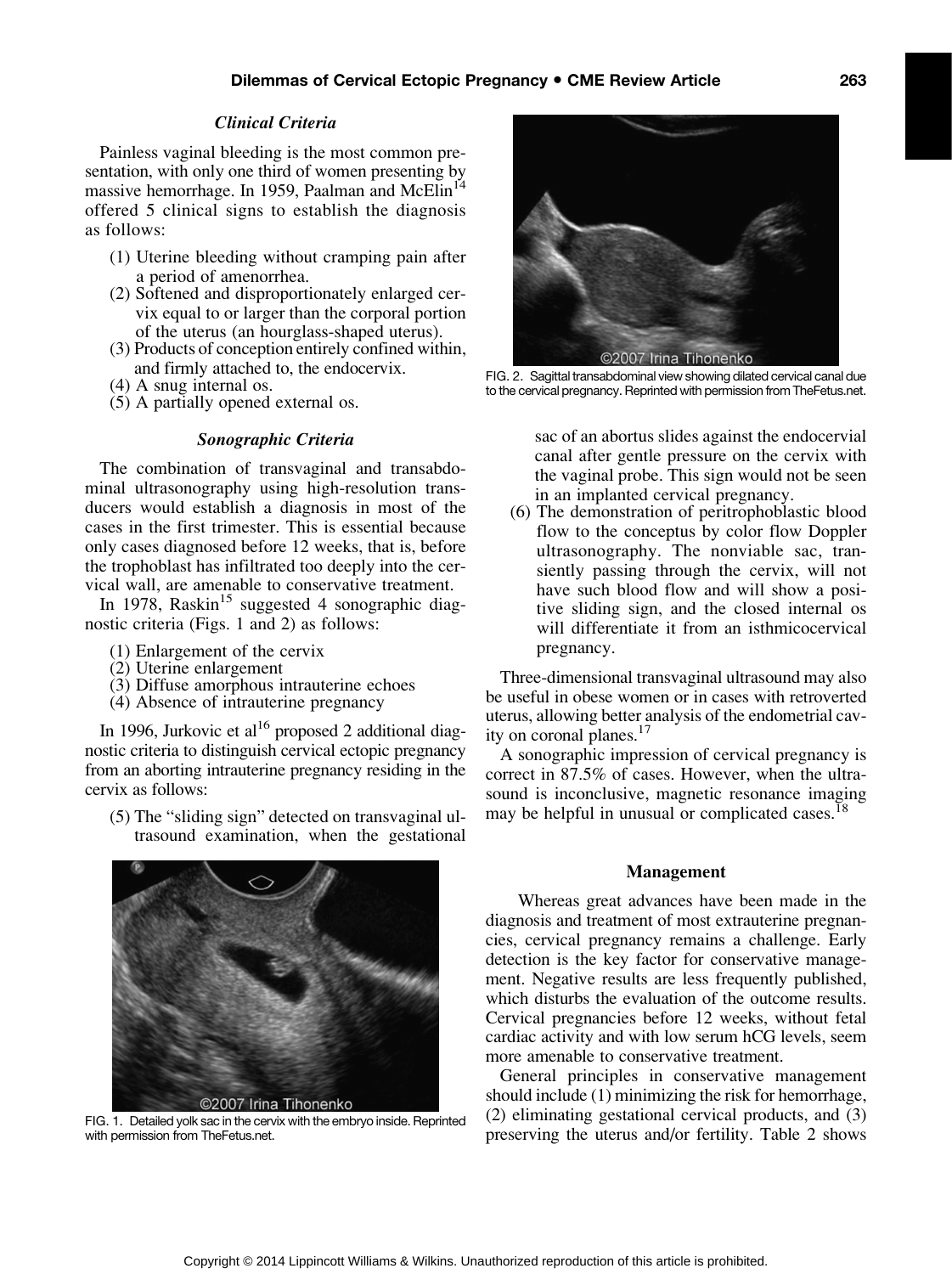### *Clinical Criteria*

Painless vaginal bleeding is the most common presentation, with only one third of women presenting by massive hemorrhage. In 1959, Paalman and McElin[14] offered 5 clinical signs to establish the diagnosis as follows:

(1) Uterine bleeding without cramping pain after a period of amenorrhea.
(2) Softened and disproportionately enlarged cervix equal to or larger than the corporal portion of the uterus (an hourglass-shaped uterus).
(3) Products of conception entirely confined within, and firmly attached to, the endocervix.
(4) A snug internal os.
(5) A partially opened external os.

### *Sonographic Criteria*

The combination of transvaginal and transabdominal ultrasonography using high-resolution transducers would establish a diagnosis in most of the cases in the first trimester. This is essential because only cases diagnosed before 12 weeks, that is, before the trophoblast has infiltrated too deeply into the cervical wall, are amenable to conservative treatment.

In 1978, Raskin[15] suggested 4 sonographic diagnostic criteria (Figs. 1 and 2) as follows:

(1) Enlargement of the cervix
(2) Uterine enlargement
(3) Diffuse amorphous intrauterine echoes
(4) Absence of intrauterine pregnancy

In 1996, Jurkovic et al[16] proposed 2 additional diagnostic criteria to distinguish cervical ectopic pregnancy from an aborting intrauterine pregnancy residing in the cervix as follows:

(5) The "sliding sign" detected on transvaginal ultrasound examination, when the gestational sac of an abortus slides against the endocervial canal after gentle pressure on the cervix with the vaginal probe. This sign would not be seen in an implanted cervical pregnancy.
(6) The demonstration of peritrophoblastic blood flow to the conceptus by color flow Doppler ultrasonography. The nonviable sac, transiently passing through the cervix, will not have such blood flow and will show a positive sliding sign, and the closed internal os will differentiate it from an isthmicocervical pregnancy.

FIG. 1. Detailed yolk sac in the cervix with the embryo inside. Reprinted with permission from TheFetus.net.

FIG. 2. Sagittal transabdominal view showing dilated cervical canal due to the cervical pregnancy. Reprinted with permission from TheFetus.net.

Three-dimensional transvaginal ultrasound may also be useful in obese women or in cases with retroverted uterus, allowing better analysis of the endometrial cavity on coronal planes.[17]

A sonographic impression of cervical pregnancy is correct in 87.5% of cases. However, when the ultrasound is inconclusive, magnetic resonance imaging may be helpful in unusual or complicated cases.[18]

## Management

Whereas great advances have been made in the diagnosis and treatment of most extrauterine pregnancies, cervical pregnancy remains a challenge. Early detection is the key factor for conservative management. Negative results are less frequently published, which disturbs the evaluation of the outcome results. Cervical pregnancies before 12 weeks, without fetal cardiac activity and with low serum hCG levels, seem more amenable to conservative treatment.

General principles in conservative management should include (1) minimizing the risk for hemorrhage, (2) eliminating gestational cervical products, and (3) preserving the uterus and/or fertility. Table 2 shows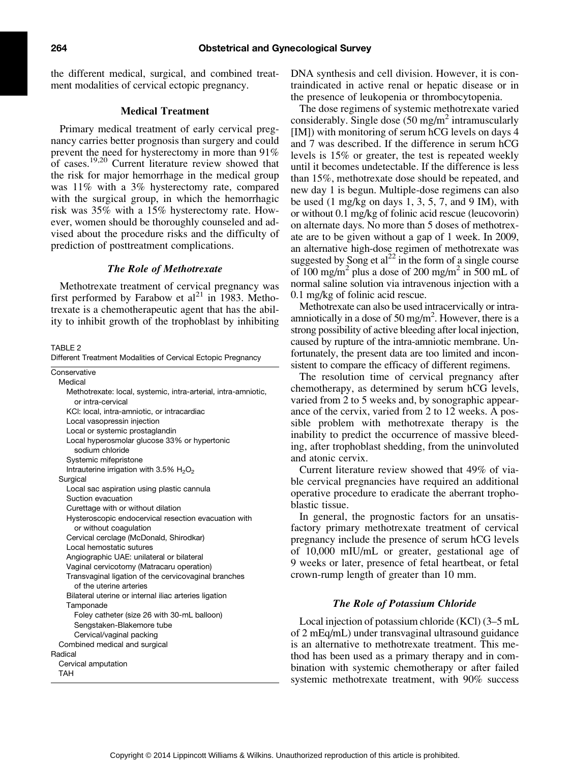the different medical, surgical, and combined treatment modalities of cervical ectopic pregnancy.

### Medical Treatment

Primary medical treatment of early cervical pregnancy carries better prognosis than surgery and could prevent the need for hysterectomy in more than 91% of cases.[19,20] Current literature review showed that the risk for major hemorrhage in the medical group was 11% with a 3% hysterectomy rate, compared with the surgical group, in which the hemorrhagic risk was 35% with a 15% hysterectomy rate. However, women should be thoroughly counseled and advised about the procedure risks and the difficulty of prediction of posttreatment complications.

#### *The Role of Methotrexate*

Methotrexate treatment of cervical pregnancy was first performed by Farabow et al[21] in 1983. Methotrexate is a chemotherapeutic agent that has the ability to inhibit growth of the trophoblast by inhibiting DNA synthesis and cell division. However, it is contraindicated in active renal or hepatic disease or in the presence of leukopenia or thrombocytopenia.

The dose regimens of systemic methotrexate varied considerably. Single dose (50 $mg/m^2$ intramuscularly [IM]) with monitoring of serum hCG levels on days 4 and 7 was described. If the difference in serum hCG levels is 15% or greater, the test is repeated weekly until it becomes undetectable. If the difference is less than 15%, methotrexate dose should be repeated, and new day 1 is begun. Multiple-dose regimens can also be used (1 mg/kg on days 1, 3, 5, 7, and 9 IM), with or without 0.1 mg/kg of folinic acid rescue (leucovorin) on alternate days. No more than 5 doses of methotrexate are to be given without a gap of 1 week. In 2009, an alternative high-dose regimen of methotrexate was suggested by Song et al[22] in the form of a single course of 100 $mg/m^2$ plus a dose of 200 $mg/m^2$ in 500 mL of normal saline solution via intravenous injection with a 0.1 mg/kg of folinic acid rescue.

Methotrexate can also be used intracervically or intra-amniotically in a dose of 50 $mg/m^2$. However, there is a strong possibility of active bleeding after local injection, caused by rupture of the intra-amniotic membrane. Unfortunately, the present data are too limited and inconsistent to compare the efficacy of different regimens.

The resolution time of cervical pregnancy after chemotherapy, as determined by serum hCG levels, varied from 2 to 5 weeks and, by sonographic appearance of the cervix, varied from 2 to 12 weeks. A possible problem with methotrexate therapy is the inability to predict the occurrence of massive bleeding, after trophoblast shedding, from the uninvoluted and atonic cervix.

Current literature review showed that 49% of viable cervical pregnancies have required an additional operative procedure to eradicate the aberrant trophoblastic tissue.

In general, the prognostic factors for an unsatisfactory primary methotrexate treatment of cervical pregnancy include the presence of serum hCG levels of 10,000 mIU/mL or greater, gestational age of 9 weeks or later, presence of fetal heartbeat, or fetal crown-rump length of greater than 10 mm.

TABLE 2
Different Treatment Modalities of Cervical Ectopic Pregnancy

- Conservative
  - Medical
    - Methotrexate: local, systemic, intra-arterial, intra-amniotic, or intra-cervical
    - KCl: local, intra-amniotic, or intracardiac
    - Local vasopressin injection
    - Local or systemic prostaglandin
    - Local hyperosmolar glucose 33% or hypertonic sodium chloride
    - Systemic mifepristone
    - Intrauterine irrigation with 3.5% $H_2O_2$
  - Surgical
    - Local sac aspiration using plastic cannula
    - Suction evacuation
    - Curettage with or without dilation
    - Hysteroscopic endocervical resection evacuation with or without coagulation
    - Cervical cerclage (McDonald, Shirodkar)
    - Local hemostatic sutures
    - Angiographic UAE: unilateral or bilateral
    - Vaginal cervicotomy (Matracaru operation)
    - Transvaginal ligation of the cervicovaginal branches of the uterine arteries
    - Bilateral uterine or internal iliac arteries ligation
    - Tamponade
      - Foley catheter (size 26 with 30-mL balloon)
      - Sengstaken-Blakemore tube
      - Cervical/vaginal packing
  - Combined medical and surgical
- Radical
  - Cervical amputation
  - TAH

#### *The Role of Potassium Chloride*

Local injection of potassium chloride (KCl) (3–5 mL of 2 mEq/mL) under transvaginal ultrasound guidance is an alternative to methotrexate treatment. This method has been used as a primary therapy and in combination with systemic chemotherapy or after failed systemic methotrexate treatment, with 90% success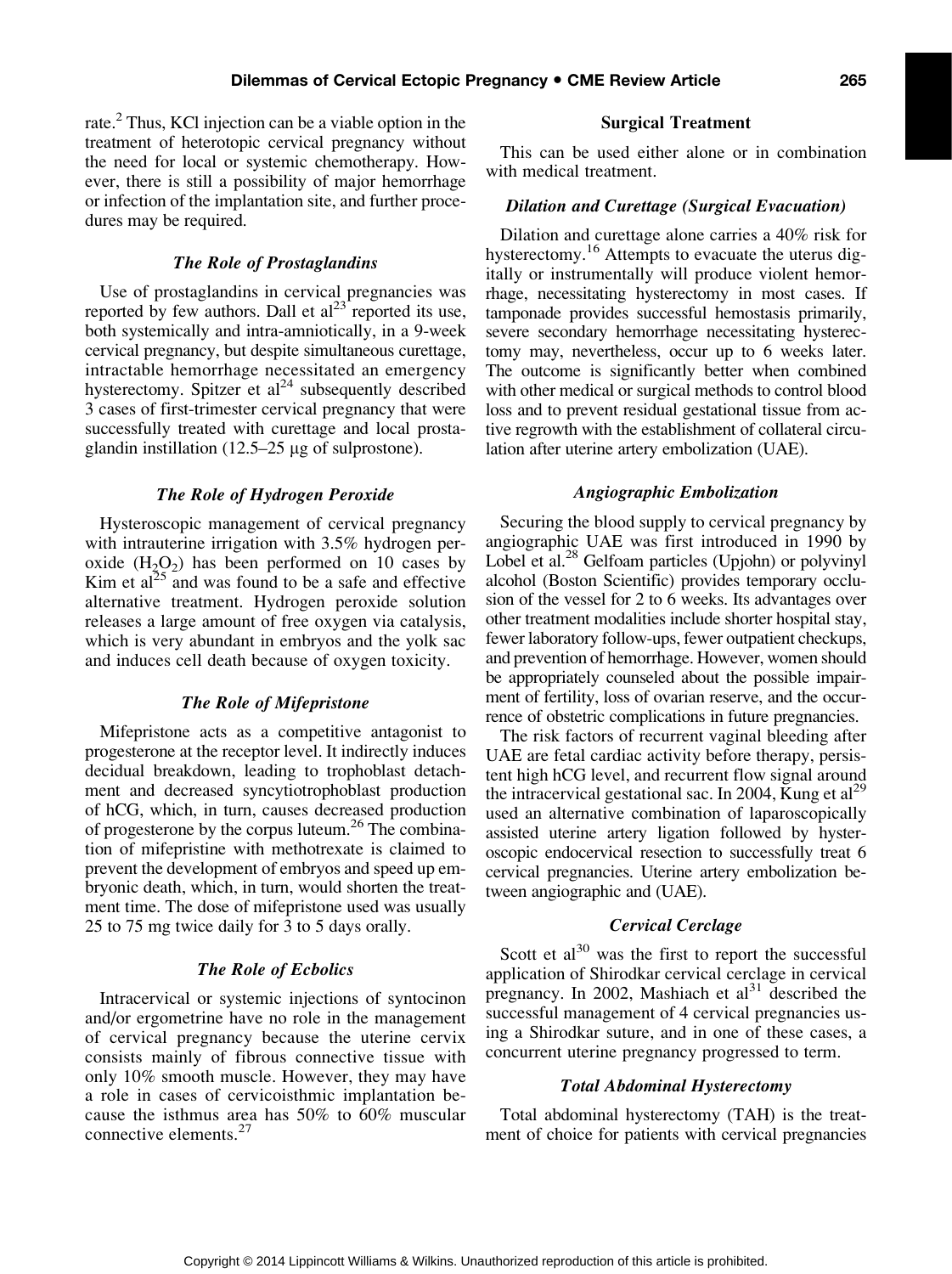rate.[2] Thus, KCl injection can be a viable option in the treatment of heterotopic cervical pregnancy without the need for local or systemic chemotherapy. However, there is still a possibility of major hemorrhage or infection of the implantation site, and further procedures may be required.

### *The Role of Prostaglandins*

Use of prostaglandins in cervical pregnancies was reported by few authors. Dall et al[23] reported its use, both systemically and intra-amniotically, in a 9-week cervical pregnancy, but despite simultaneous curettage, intractable hemorrhage necessitated an emergency hysterectomy. Spitzer et al[24] subsequently described 3 cases of first-trimester cervical pregnancy that were successfully treated with curettage and local prostaglandin instillation (12.5–25 μg of sulprostone).

### *The Role of Hydrogen Peroxide*

Hysteroscopic management of cervical pregnancy with intrauterine irrigation with 3.5% hydrogen peroxide ($H_2O_2$) has been performed on 10 cases by Kim et al[25] and was found to be a safe and effective alternative treatment. Hydrogen peroxide solution releases a large amount of free oxygen via catalysis, which is very abundant in embryos and the yolk sac and induces cell death because of oxygen toxicity.

### *The Role of Mifepristone*

Mifepristone acts as a competitive antagonist to progesterone at the receptor level. It indirectly induces decidual breakdown, leading to trophoblast detachment and decreased syncytiotrophoblast production of hCG, which, in turn, causes decreased production of progesterone by the corpus luteum.[26] The combination of mifepristine with methotrexate is claimed to prevent the development of embryos and speed up embryonic death, which, in turn, would shorten the treatment time. The dose of mifepristone used was usually 25 to 75 mg twice daily for 3 to 5 days orally.

### *The Role of Ecbolics*

Intracervical or systemic injections of syntocinon and/or ergometrine have no role in the management of cervical pregnancy because the uterine cervix consists mainly of fibrous connective tissue with only 10% smooth muscle. However, they may have a role in cases of cervicoisthmic implantation because the isthmus area has 50% to 60% muscular connective elements.[27]

## Surgical Treatment

This can be used either alone or in combination with medical treatment.

### *Dilation and Curettage (Surgical Evacuation)*

Dilation and curettage alone carries a 40% risk for hysterectomy.[16] Attempts to evacuate the uterus digitally or instrumentally will produce violent hemorrhage, necessitating hysterectomy in most cases. If tamponade provides successful hemostasis primarily, severe secondary hemorrhage necessitating hysterectomy may, nevertheless, occur up to 6 weeks later. The outcome is significantly better when combined with other medical or surgical methods to control blood loss and to prevent residual gestational tissue from active regrowth with the establishment of collateral circulation after uterine artery embolization (UAE).

### *Angiographic Embolization*

Securing the blood supply to cervical pregnancy by angiographic UAE was first introduced in 1990 by Lobel et al.[28] Gelfoam particles (Upjohn) or polyvinyl alcohol (Boston Scientific) provides temporary occlusion of the vessel for 2 to 6 weeks. Its advantages over other treatment modalities include shorter hospital stay, fewer laboratory follow-ups, fewer outpatient checkups, and prevention of hemorrhage. However, women should be appropriately counseled about the possible impairment of fertility, loss of ovarian reserve, and the occurrence of obstetric complications in future pregnancies.

The risk factors of recurrent vaginal bleeding after UAE are fetal cardiac activity before therapy, persistent high hCG level, and recurrent flow signal around the intracervical gestational sac. In 2004, Kung et al[29] used an alternative combination of laparoscopically assisted uterine artery ligation followed by hysteroscopic endocervical resection to successfully treat 6 cervical pregnancies. Uterine artery embolization between angiographic and (UAE).

### *Cervical Cerclage*

Scott et al[30] was the first to report the successful application of Shirodkar cervical cerclage in cervical pregnancy. In 2002, Mashiach et al[31] described the successful management of 4 cervical pregnancies using a Shirodkar suture, and in one of these cases, a concurrent uterine pregnancy progressed to term.

### *Total Abdominal Hysterectomy*

Total abdominal hysterectomy (TAH) is the treatment of choice for patients with cervical pregnancies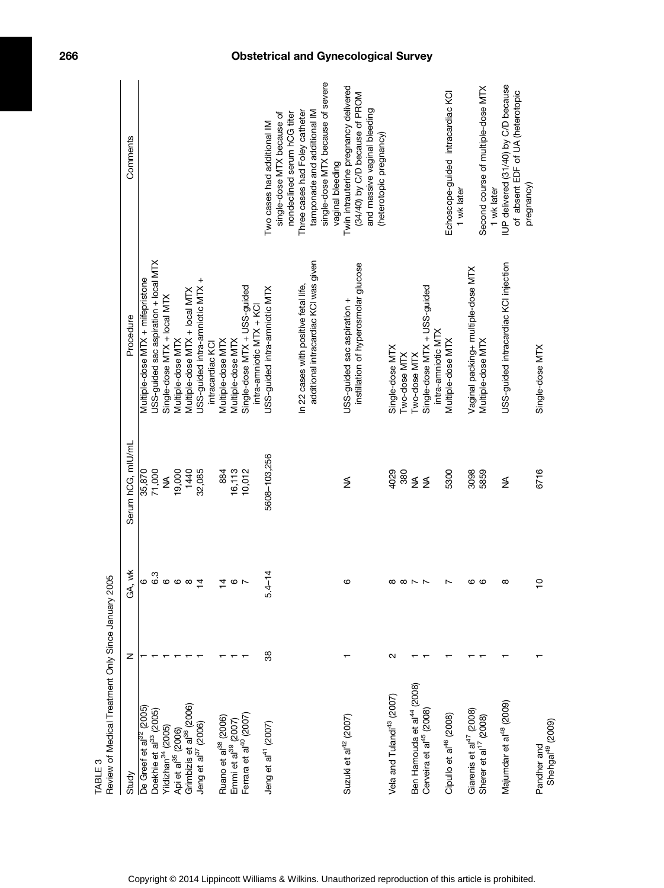TABLE 3
Review of Medical Treatment Only Since January 2005

| Study | N | GA, wk | Serum hCG, mIU/mL | Procedure | Comments |
|---|---|---|---|---|---|
| De Greef et al[32] (2005) | 1 | 6 | 35,870 | Multiple-dose MTX + mifepristone | |
| Doekhie et al[33] (2005) | 1 | 6.3 | 71,000 | USS-guided sac aspiration + local MTX | |
| Yildizhan[34] (2005) | 1 | 6 | NA | Single-dose MTX + local MTX | |
| Api et al[35] (2006) | 1 | 6 | 19,000 | Multiple-dose MTX | |
| Grimbizis et al[36] (2006) | 1 | 8 | 1440 | Multiple-dose MTX + local MTX | |
| Jeng et al[37] (2006) | 1 | 14 | 32,085 | USS-guided intra-amniotic MTX + intracardiac KCl | |
| Ruano et al[38] (2006) | 1 | 14 | 884 | Multiple-dose MTX | |
| Emmi et al[39] (2007) | 1 | 6 | 16,113 | Multiple-dose MTX | |
| Ferrara et al[40] (2007) | 1 | 7 | 10,012 | Single-dose MTX + USS-guided intra-amniotic MTX + KCl | |
| Jeng et al[41] (2007) | 38 | 5.4–14 | 5608–103,256 | USS-guided intra-amniotic MTX<br>In 22 cases with positive fetal life, additional intracardiac KCl was given | Two cases had additional IM single-dose MTX because of nondeclined serum hCG titer<br>Three cases had Foley catheter tamponade and additional IM single-dose MTX because of severe vaginal bleeding |
| Suzuki et al[42] (2007) | 1 | 6 | NA | USS-guided sac aspiration + instillation of hyperosmolar glucose | Twin intrauterine pregnancy delivered (34/40) by C/D because of PROM and massive vaginal bleeding (heterotopic pregnancy) |
| Vela and Tulandi[43] (2007) | 2 | 8 | 4029 | Single-dose MTX | |
| | | 8 | 380 | Two-dose MTX | |
| Ben Hamouda et al[44] (2008) | 1 | 7 | NA | Two-dose MTX | |
| Cerveira et al[45] (2008) | 1 | 7 | NA | Single-dose MTX + USS-guided intra-amniotic MTX | |
| Cipullo et al[46] (2008) | 1 | 7 | 5300 | Multiple-dose MTX | Echoscope-guided intracardiac KCl 1 wk later |
| Giarenis et al[47] (2008) | 1 | 6 | 3098 | Vaginal packing+ multiple-dose MTX | |
| Sherer et al[17] (2008) | 1 | 6 | 5859 | Multiple-dose MTX | Second course of multiple-dose MTX 1 wk later |
| Majumdar et al[48] (2009) | 1 | 8 | NA | USS-guided intracardiac KCl injection | IUP delivered (31/40) by C/D because of absent EDF of UA (heterotopic pregnancy) |
| Pandher and Shehgal[49] (2009) | 1 | 10 | 6716 | Single-dose MTX | |

Copyright © 2014 Lippincott Williams & Wilkins. Unauthorized reproduction of this article is prohibited.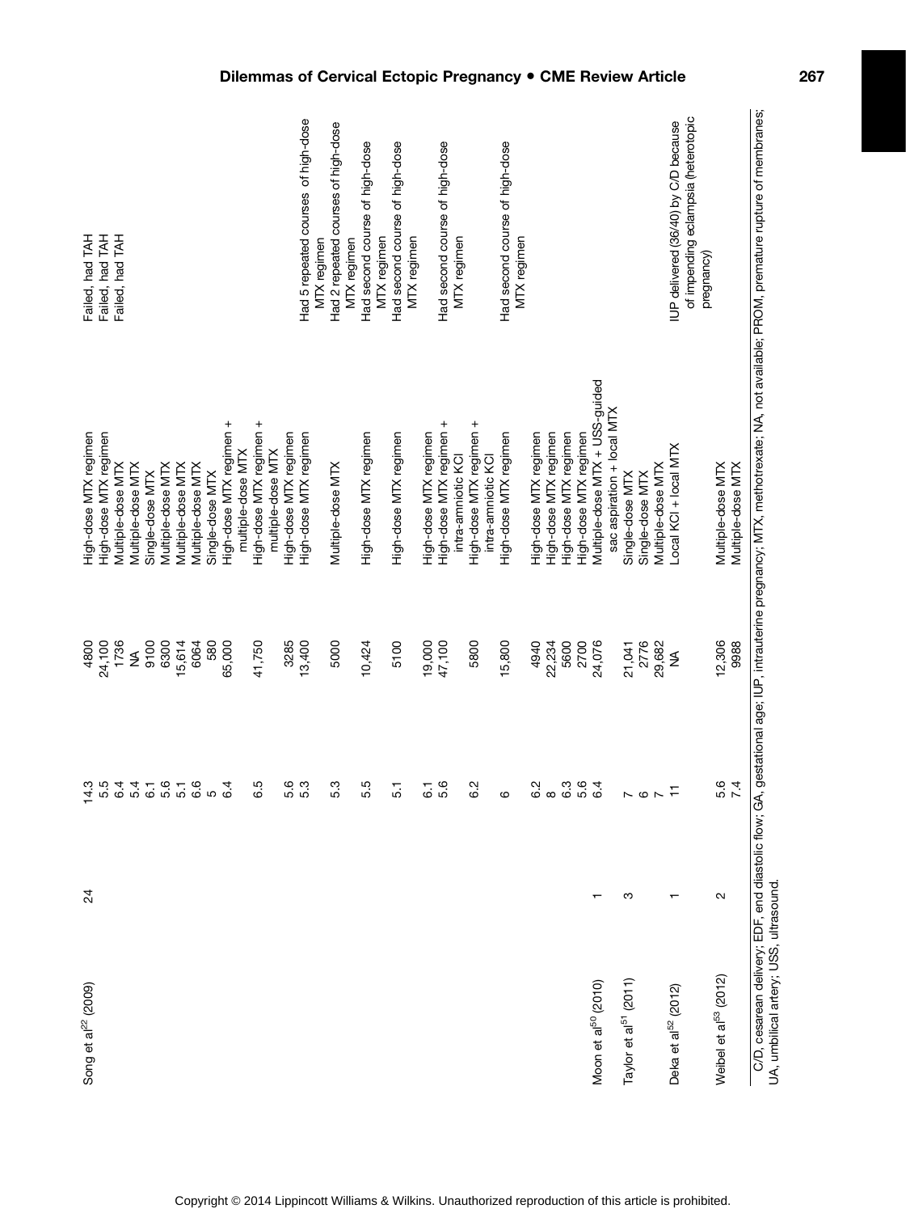| | | | | | |
|---|---|---|---|---|---|
| Song et al[22] (2009) | 24 | 14.3 | 4800 | High-dose MTX regimen | Failed, had TAH |
| | | 5.5 | 24,100 | High-dose MTX regimen | Failed, had TAH |
| | | 6.4 | 1736 | Multiple-dose MTX | Failed, had TAH |
| | | 5.4 | NA | Multiple-dose MTX | |
| | | 6.1 | 9100 | Single-dose MTX | |
| | | 5.6 | 6300 | Multiple-dose MTX | |
| | | 5.1 | 15,614 | Multiple-dose MTX | |
| | | 6.6 | 6064 | Multiple-dose MTX | |
| | | 5 | 580 | Single-dose MTX | |
| | | 6.4 | 65,000 | High-dose MTX regimen + multiple-dose MTX | |
| | | 6.5 | 41,750 | High-dose MTX regimen + multiple-dose MTX | |
| | | 5.6 | 3285 | High-dose MTX regimen | |
| | | 5.3 | 13,400 | High-dose MTX regimen | Had 5 repeated courses of high-dose MTX regimen |
| | | 5.3 | 5000 | Multiple-dose MTX | Had 2 repeated courses of high-dose MTX regimen |
| | | 5.5 | 10,424 | High-dose MTX regimen | Had second course of high-dose MTX regimen |
| | | 5.1 | 5100 | High-dose MTX regimen | Had second course of high-dose MTX regimen |
| | | 6.1 | 19,000 | High-dose MTX regimen | |
| | | 5.6 | 47,100 | High-dose MTX regimen + intra-amniotic KCl | Had second course of high-dose MTX regimen |
| | | 6.2 | 5800 | High-dose MTX regimen + intra-amniotic KCl | |
| | | 6 | 15,800 | High-dose MTX regimen | Had second course of high-dose MTX regimen |
| | | 6.2 | 4940 | High-dose MTX regimen | |
| | | 8 | 22,234 | High-dose MTX regimen | |
| | | 6.3 | 5600 | High-dose MTX regimen | |
| | | 5.6 | 2700 | High-dose MTX regimen | |
| Moon et al[50] (2010) | 1 | 6.4 | 24,076 | Multiple-dose MTX + USS-guided sac aspiration + local MTX | |
| Taylor et al[51] (2011) | 3 | 7 | 21,041 | Single-dose MTX | |
| | | 6 | 2776 | Single-dose MTX | |
| | | 7 | 29,682 | Multiple-dose MTX | |
| Deka et al[52] (2012) | 1 | 11 | NA | Local KCl + local MTX | IUP delivered (36/40) by C/D because of impending eclampsia (heterotopic pregnancy) |
| Weibel et al[53] (2012) | 2 | 5.6 | 12,306 | Multiple-dose MTX | |
| | | 7.4 | 9988 | Multiple-dose MTX | |

C/D, cesarean delivery; EDF, end diastolic flow; GA, gestational age; IUP, intrauterine pregnancy; MTX, methotrexate; NA, not available; PROM, premature rupture of membranes; UA, umbilical artery; USS, ultrasound.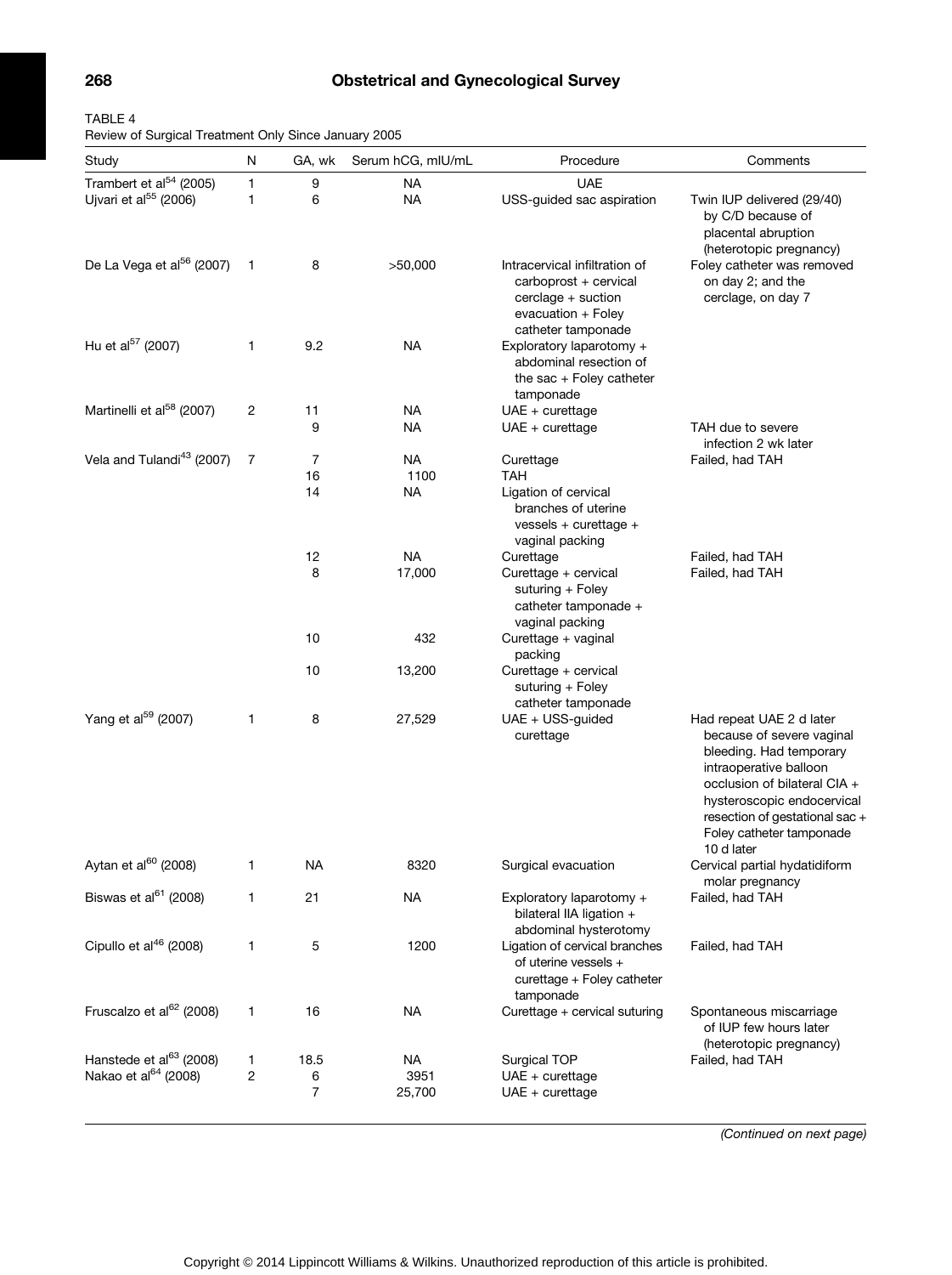TABLE 4
Review of Surgical Treatment Only Since January 2005

| Study | N | GA, wk | Serum hCG, mIU/mL | Procedure | Comments |
|---|---|---|---|---|---|
| Trambert et al[54] (2005) | 1 | 9 | NA | UAE | |
| Ujvari et al[55] (2006) | 1 | 6 | NA | USS-guided sac aspiration | Twin IUP delivered (29/40) by C/D because of placental abruption (heterotopic pregnancy) |
| De La Vega et al[56] (2007) | 1 | 8 | >50,000 | Intracervical infiltration of carboprost + cervical cerclage + suction evacuation + Foley catheter tamponade | Foley catheter was removed on day 2; and the cerclage, on day 7 |
| Hu et al[57] (2007) | 1 | 9.2 | NA | Exploratory laparotomy + abdominal resection of the sac + Foley catheter tamponade | |
| Martinelli et al[58] (2007) | 2 | 11 | NA | UAE + curettage | |
| | | 9 | NA | UAE + curettage | TAH due to severe infection 2 wk later |
| Vela and Tulandi[43] (2007) | 7 | 7 | NA | Curettage | Failed, had TAH |
| | | 16 | 1100 | TAH | |
| | | 14 | NA | Ligation of cervical branches of uterine vessels + curettage + vaginal packing | |
| | | 12 | NA | Curettage | Failed, had TAH |
| | | 8 | 17,000 | Curettage + cervical suturing + Foley catheter tamponade + vaginal packing | Failed, had TAH |
| | | 10 | 432 | Curettage + vaginal packing | |
| | | 10 | 13,200 | Curettage + cervical suturing + Foley catheter tamponade | |
| Yang et al[59] (2007) | 1 | 8 | 27,529 | UAE + USS-guided curettage | Had repeat UAE 2 d later because of severe vaginal bleeding. Had temporary intraoperative balloon occlusion of bilateral CIA + hysteroscopic endocervical resection of gestational sac + Foley catheter tamponade 10 d later |
| Aytan et al[60] (2008) | 1 | NA | 8320 | Surgical evacuation | Cervical partial hydatidiform molar pregnancy |
| Biswas et al[61] (2008) | 1 | 21 | NA | Exploratory laparotomy + bilateral IIA ligation + abdominal hysterotomy | Failed, had TAH |
| Cipullo et al[46] (2008) | 1 | 5 | 1200 | Ligation of cervical branches of uterine vessels + curettage + Foley catheter tamponade | Failed, had TAH |
| Fruscalzo et al[62] (2008) | 1 | 16 | NA | Curettage + cervical suturing | Spontaneous miscarriage of IUP few hours later (heterotopic pregnancy) |
| Hanstede et al[63] (2008) | 1 | 18.5 | NA | Surgical TOP | Failed, had TAH |
| Nakao et al[64] (2008) | 2 | 6 | 3951 | UAE + curettage | |
| | | 7 | 25,700 | UAE + curettage | |

*(Continued on next page)*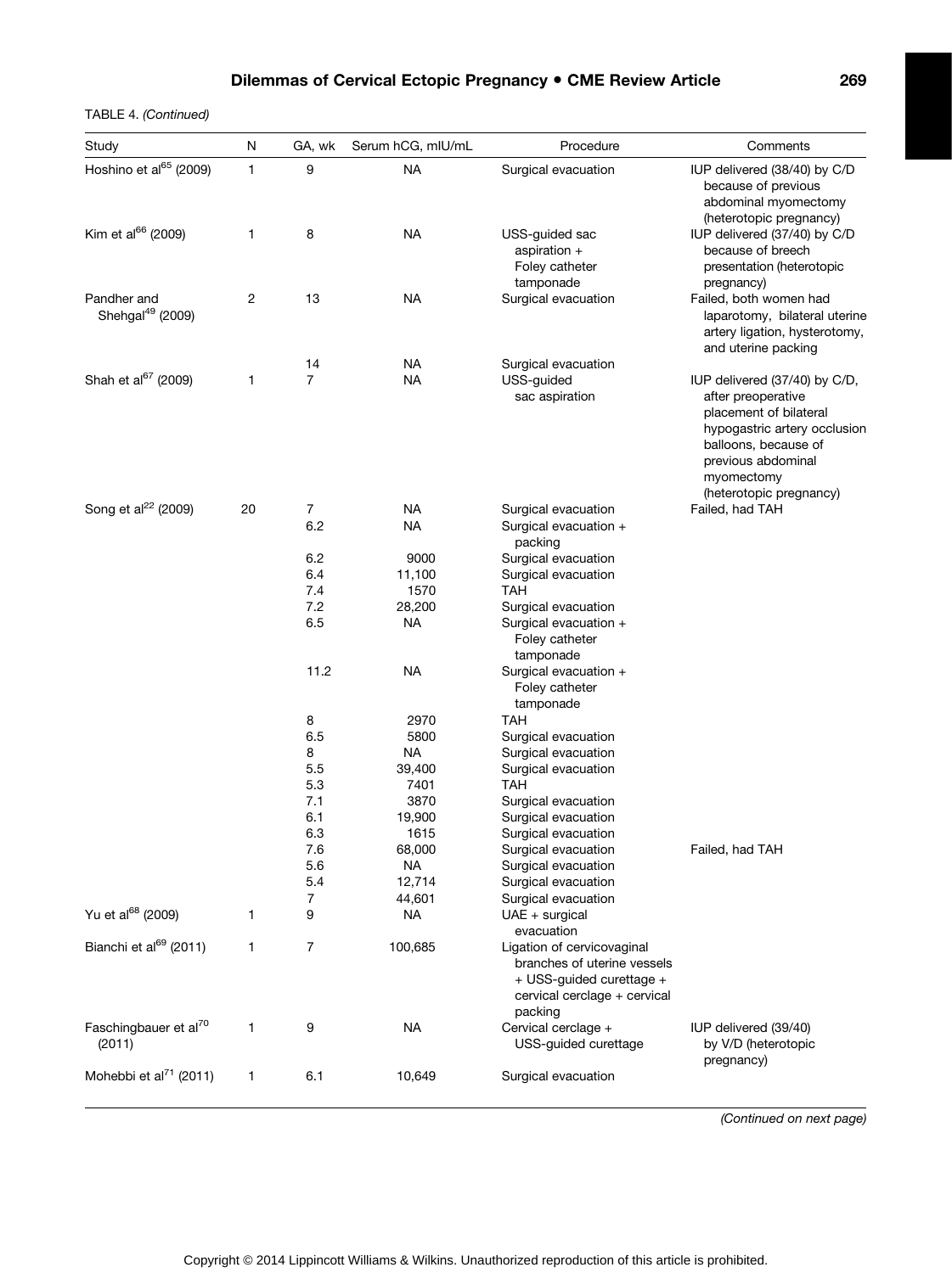TABLE 4. *(Continued)*

| Study | N | GA, wk | Serum hCG, mIU/mL | Procedure | Comments |
|---|---|---|---|---|---|
| Hoshino et al[65] (2009) | 1 | 9 | NA | Surgical evacuation | IUP delivered (38/40) by C/D because of previous abdominal myomectomy (heterotopic pregnancy) |
| Kim et al[66] (2009) | 1 | 8 | NA | USS-guided sac aspiration + Foley catheter tamponade | IUP delivered (37/40) by C/D because of breech presentation (heterotopic pregnancy) |
| Pandher and Shehgal[49] (2009) | 2 | 13 | NA | Surgical evacuation | Failed, both women had laparotomy, bilateral uterine artery ligation, hysterotomy, and uterine packing |
| | | 14 | NA | Surgical evacuation | |
| Shah et al[67] (2009) | 1 | 7 | NA | USS-guided sac aspiration | IUP delivered (37/40) by C/D, after preoperative placement of bilateral hypogastric artery occlusion balloons, because of previous abdominal myomectomy (heterotopic pregnancy) |
| Song et al[22] (2009) | 20 | 7 | NA | Surgical evacuation | Failed, had TAH |
| | | 6.2 | NA | Surgical evacuation + packing | |
| | | 6.2 | 9000 | Surgical evacuation | |
| | | 6.4 | 11,100 | Surgical evacuation | |
| | | 7.4 | 1570 | TAH | |
| | | 7.2 | 28,200 | Surgical evacuation | |
| | | 6.5 | NA | Surgical evacuation + Foley catheter tamponade | |
| | | 11.2 | NA | Surgical evacuation + Foley catheter tamponade | |
| | | 8 | 2970 | TAH | |
| | | 6.5 | 5800 | Surgical evacuation | |
| | | 8 | NA | Surgical evacuation | |
| | | 5.5 | 39,400 | Surgical evacuation | |
| | | 5.3 | 7401 | TAH | |
| | | 7.1 | 3870 | Surgical evacuation | |
| | | 6.1 | 19,900 | Surgical evacuation | |
| | | 6.3 | 1615 | Surgical evacuation | |
| | | 7.6 | 68,000 | Surgical evacuation | Failed, had TAH |
| | | 5.6 | NA | Surgical evacuation | |
| | | 5.4 | 12,714 | Surgical evacuation | |
| | | 7 | 44,601 | Surgical evacuation | |
| Yu et al[68] (2009) | 1 | 9 | NA | UAE + surgical evacuation | |
| Bianchi et al[69] (2011) | 1 | 7 | 100,685 | Ligation of cervicovaginal branches of uterine vessels + USS-guided curettage + cervical cerclage + cervical packing | |
| Faschingbauer et al[70] (2011) | 1 | 9 | NA | Cervical cerclage + USS-guided curettage | IUP delivered (39/40) by V/D (heterotopic pregnancy) |
| Mohebbi et al[71] (2011) | 1 | 6.1 | 10,649 | Surgical evacuation | |

*(Continued on next page)*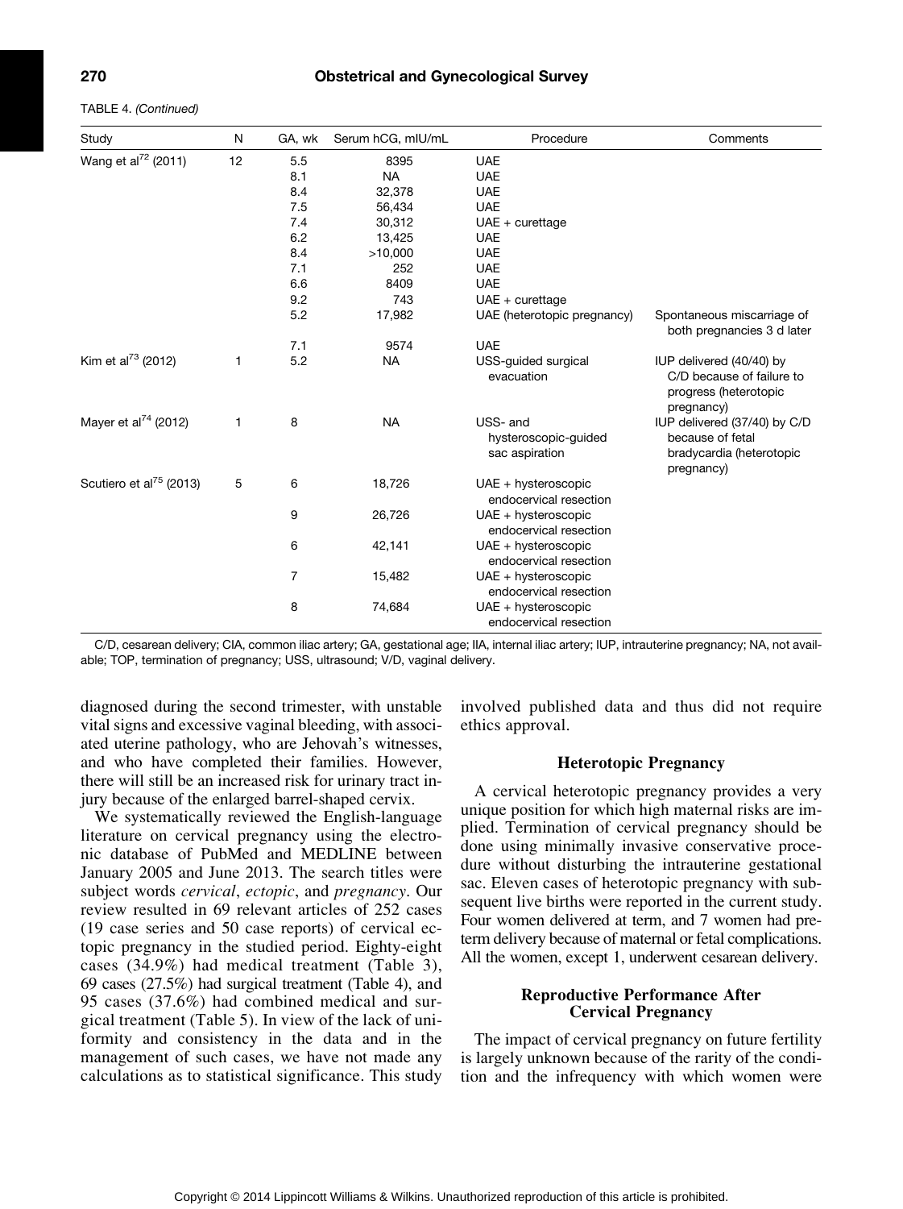TABLE 4. *(Continued)*

| Study | N | GA, wk | Serum hCG, mIU/mL | Procedure | Comments |
|---|---|---|---|---|---|
| Wang et al[72] (2011) | 12 | 5.5 | 8395 | UAE | |
| | | 8.1 | NA | UAE | |
| | | 8.4 | 32,378 | UAE | |
| | | 7.5 | 56,434 | UAE | |
| | | 7.4 | 30,312 | UAE + curettage | |
| | | 6.2 | 13,425 | UAE | |
| | | 8.4 | >10,000 | UAE | |
| | | 7.1 | 252 | UAE | |
| | | 6.6 | 8409 | UAE | |
| | | 9.2 | 743 | UAE + curettage | |
| | | 5.2 | 17,982 | UAE (heterotopic pregnancy) | Spontaneous miscarriage of both pregnancies 3 d later |
| | | 7.1 | 9574 | UAE | |
| Kim et al[73] (2012) | 1 | 5.2 | NA | USS-guided surgical evacuation | IUP delivered (40/40) by C/D because of failure to progress (heterotopic pregnancy) |
| Mayer et al[74] (2012) | 1 | 8 | NA | USS- and hysteroscopic-guided sac aspiration | IUP delivered (37/40) by C/D because of fetal bradycardia (heterotopic pregnancy) |
| Scutiero et al[75] (2013) | 5 | 6 | 18,726 | UAE + hysteroscopic endocervical resection | |
| | | 9 | 26,726 | UAE + hysteroscopic endocervical resection | |
| | | 6 | 42,141 | UAE + hysteroscopic endocervical resection | |
| | | 7 | 15,482 | UAE + hysteroscopic endocervical resection | |
| | | 8 | 74,684 | UAE + hysteroscopic endocervical resection | |

C/D, cesarean delivery; CIA, common iliac artery; GA, gestational age; IIA, internal iliac artery; IUP, intrauterine pregnancy; NA, not available; TOP, termination of pregnancy; USS, ultrasound; V/D, vaginal delivery.

diagnosed during the second trimester, with unstable vital signs and excessive vaginal bleeding, with associated uterine pathology, who are Jehovah's witnesses, and who have completed their families. However, there will still be an increased risk for urinary tract injury because of the enlarged barrel-shaped cervix.

We systematically reviewed the English-language literature on cervical pregnancy using the electronic database of PubMed and MEDLINE between January 2005 and June 2013. The search titles were subject words *cervical*, *ectopic*, and *pregnancy*. Our review resulted in 69 relevant articles of 252 cases (19 case series and 50 case reports) of cervical ectopic pregnancy in the studied period. Eighty-eight cases (34.9%) had medical treatment (Table 3), 69 cases (27.5%) had surgical treatment (Table 4), and 95 cases (37.6%) had combined medical and surgical treatment (Table 5). In view of the lack of uniformity and consistency in the data and in the management of such cases, we have not made any calculations as to statistical significance. This study involved published data and thus did not require ethics approval.

### Heterotopic Pregnancy

A cervical heterotopic pregnancy provides a very unique position for which high maternal risks are implied. Termination of cervical pregnancy should be done using minimally invasive conservative procedure without disturbing the intrauterine gestational sac. Eleven cases of heterotopic pregnancy with subsequent live births were reported in the current study. Four women delivered at term, and 7 women had preterm delivery because of maternal or fetal complications. All the women, except 1, underwent cesarean delivery.

### Reproductive Performance After Cervical Pregnancy

The impact of cervical pregnancy on future fertility is largely unknown because of the rarity of the condition and the infrequency with which women were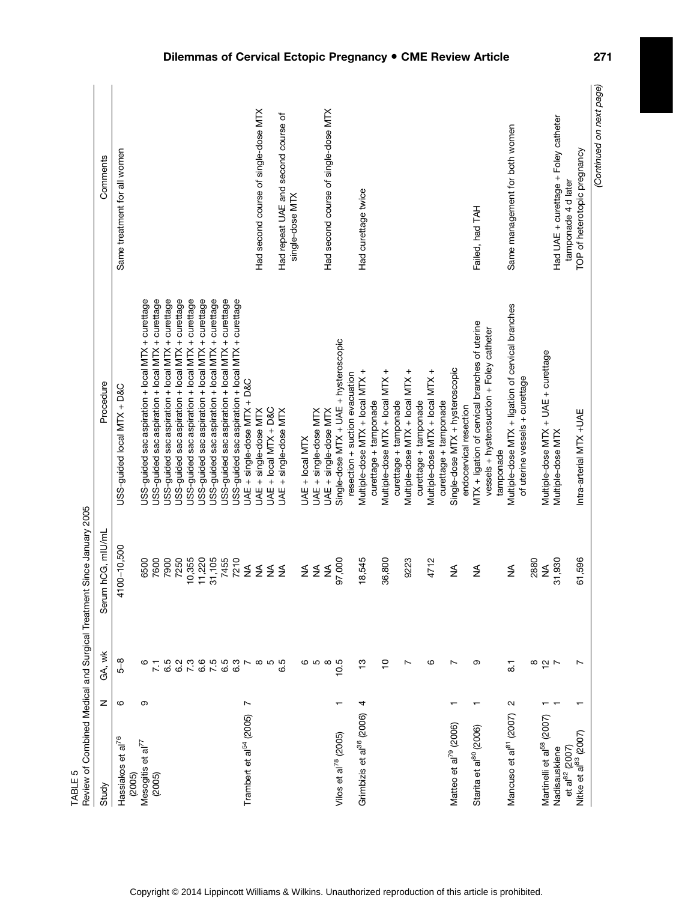TABLE 5
Review of Combined Medical and Surgical Treatment Since January 2005

| Study | N | GA, wk | Serum hCG, mIU/mL | Procedure | Comments |
|---|---|---|---|---|---|
| Hassiakos et al[76] (2005) | 6 | 5–8 | 4100–10,500 | USS-guided local MTX + D&C | Same treatment for all women |
| Mesogitis et al[77] (2005) | 9 | 6 | 6500 | USS-guided sac aspiration + local MTX + curettage | |
| | | 7.1 | 7600 | USS-guided sac aspiration + local MTX + curettage | |
| | | 6.5 | 7900 | USS-guided sac aspiration + local MTX + curettage | |
| | | 6.2 | 7250 | USS-guided sac aspiration + local MTX + curettage | |
| | | 7.3 | 10,355 | USS-guided sac aspiration + local MTX + curettage | |
| | | 6.6 | 11,220 | USS-guided sac aspiration + local MTX + curettage | |
| | | 7.5 | 31,105 | USS-guided sac aspiration + local MTX + curettage | |
| | | 6.5 | 7455 | USS-guided sac aspiration + local MTX + curettage | |
| | | 6.3 | 7210 | USS-guided sac aspiration + local MTX + curettage | |
| Trambert et al[54] (2005) | 7 | 7 | NA | UAE + single-dose MTX + D&C | |
| | | 8 | NA | UAE + single-dose MTX | Had second course of single-dose MTX |
| | | 5 | NA | UAE + local MTX + D&C | |
| | | 6.5 | NA | UAE + single-dose MTX | Had repeat UAE and second course of single-dose MTX |
| | | 6 | NA | UAE + local MTX | |
| | | 5 | NA | UAE + single-dose MTX | |
| | | 8 | NA | UAE + single-dose MTX | Had second course of single-dose MTX |
| Vilos et al[78] (2005) | 1 | 10.5 | 97,000 | Single-dose MTX + UAE + hysteroscopic resection + suction evacuation | |
| Grimbizis et al[36] (2006) | 4 | 13 | 18,545 | Multiple-dose MTX + local MTX + curettage + tamponade | Had curettage twice |
| | | 10 | 36,800 | Multiple-dose MTX + local MTX + curettage + tamponade | |
| | | 7 | 9223 | Multiple-dose MTX + local MTX + curettage + tamponade | |
| | | 6 | 4712 | Multiple-dose MTX + local MTX + curettage + tamponade | |
| Matteo et al[79] (2006) | 1 | 7 | NA | Single-dose MTX + hysteroscopic endocervical resection | |
| Starita et al[80] (2006) | 1 | 9 | NA | MTX + ligation of cervical branches of uterine vessels + hysterosuction + Foley catheter tamponade | Failed, had TAH |
| Mancuso et al[81] (2007) | 2 | 8.1 | NA | Multiple-dose MTX + ligation of cervical branches of uterine vessels + curettage | Same management for both women |
| | | 8 | 2880 | | |
| Martinelli et al[58] (2007) | 1 | 12 | NA | Multiple-dose MTX + UAE + curettage | |
| Nadisauskiene et al[82] (2007) | 1 | 7 | 31,930 | Multiple-dose MTX | Had UAE + curettage + Foley catheter tamponade 4 d later |
| Nitke et al[83] (2007) | 1 | 7 | 61,596 | Intra-arterial MTX +UAE | TOP of heterotopic pregnancy |

*(Continued on next page)*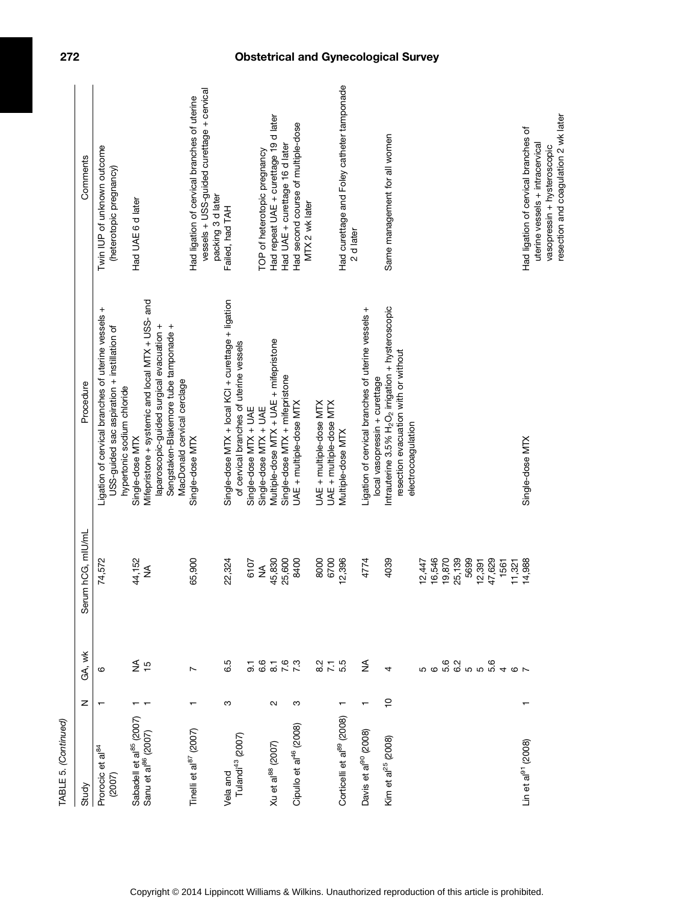TABLE 5. (Continued)

| Study | N | GA, wk | Serum hCG, mIU/mL | Procedure | Comments |
|---|---|---|---|---|---|
| Prorocic et al[84] (2007) | 1 | 6 | 74,572 | Ligation of cervical branches of uterine vessels + USS-guided sac aspiration + instillation of hypertonic sodium chloride | Twin IUP of unknown outcome (heterotopic pregnancy) |
| Sabadell et al[85] (2007) | 1 | NA | 44,152 | Single-dose MTX | Had UAE 6 d later |
| Sanu et al[86] (2007) | 1 | 15 | NA | Mifepristone + systemic and local MTX + USS- and laparoscopic-guided surgical evacuation + Sengstaken-Blakemore tube tamponade + MacDonald cervical cerclage | |
| Tinelli et al[87] (2007) | 1 | 7 | 65,900 | Single-dose MTX | Had ligation of cervical branches of uterine vessels + USS-guided curettage + cervical packing 3 d later |
| Vela and Tulandi[43] (2007) | 3 | 6.5 | 22,324 | Single-dose MTX + local KCl + curettage + ligation of cervical branches of uterine vessels | Failed, had TAH |
| | | 9.1 | 6107 | Single-dose MTX + UAE | |
| | | 6.6 | NA | Single-dose MTX + UAE | TOP of heterotopic pregnancy |
| Xu et al[88] (2007) | 2 | 8.1 | 45,830 | Multiple-dose MTX + UAE + mifepristone | Had repeat UAE + curettage 19 d later |
| | | 7.6 | 25,600 | Single-dose MTX + mifepristone | Had UAE + curettage 16 d later |
| Cipullo et al[46] (2008) | 3 | 7.3 | 8400 | UAE + multiple-dose MTX | Had second course of multiple-dose MTX 2 wk later |
| | | 8.2 | 8000 | UAE + multiple-dose MTX | |
| | | 7.1 | 6700 | UAE + multiple-dose MTX | |
| Corticelli et al[89] (2008) | 1 | 5.5 | 12,396 | Multiple-dose MTX | Had curettage and Foley catheter tamponade 2 d later |
| Davis et al[90] (2008) | 1 | NA | 4774 | Ligation of cervical branches of uterine vessels + local vasopressin + curettage | |
| Kim et al[25] (2008) | 10 | 4 | 4039 | Intrauterine 3.5% $H_2O_2$ irrigation + hysteroscopic resection evacuation with or without electrocoagulation | Same management for all women |
| | | 5 | 12,447 | | |
| | | 6 | 16,546 | | |
| | | 5.6 | 19,870 | | |
| | | 6.2 | 25,139 | | |
| | | 5 | 5699 | | |
| | | 5 | 12,391 | | |
| | | 5.6 | 47,629 | | |
| | | 4 | 1561 | | |
| | | 6 | 11,321 | | |
| Lin et al[91] (2008) | 1 | 7 | 14,988 | Single-dose MTX | Had ligation of cervical branches of uterine vessels + intracervical vasopressin + hysteroscopic resection and coagulation 2 wk later |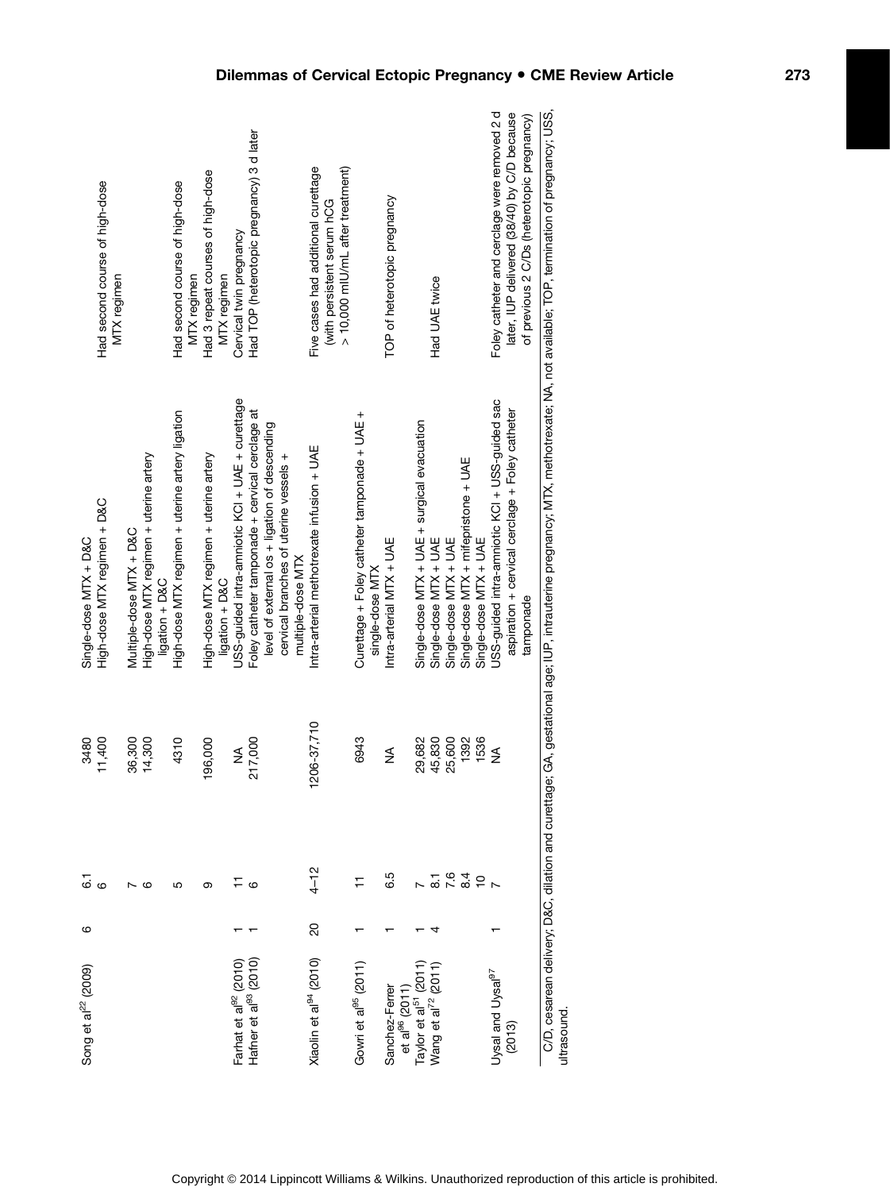| | | | | | |
|---|---|---|---|---|---|
| Song et al[22] (2009) | 6 | 6.1 | 3480 | Single-dose MTX + D&C | |
| | | 6 | 11,400 | High-dose MTX regimen + D&C | Had second course of high-dose MTX regimen |
| | | 7 | 36,300 | Multiple-dose MTX + D&C | |
| | | 6 | 14,300 | High-dose MTX regimen + uterine artery ligation + D&C | |
| | | 5 | 4310 | High-dose MTX regimen + uterine artery ligation | Had second course of high-dose MTX regimen |
| | | 9 | 196,000 | High-dose MTX regimen + uterine artery ligation + D&C | Had 3 repeat courses of high-dose MTX regimen |
| Farhat et al[92] (2010) | 1 | 11 | NA | USS-guided intra-amniotic KCl + UAE + curettage | Cervical twin pregnancy |
| Hafner et al[93] (2010) | 1 | 6 | 217,000 | Foley catheter tamponade + cervical cerclage at level of external os + ligation of descending cervical branches of uterine vessels + multiple-dose MTX | Had TOP (heterotopic pregnancy) 3 d later |
| Xiaolin et al[94] (2010) | 20 | 4–12 | 1206-37,710 | Intra-arterial methotrexate infusion + UAE | Five cases had additional curettage (with persistent serum hCG > 10,000 mIU/mL after treatment) |
| Gowri et al[95] (2011) | 1 | 11 | 6943 | Curettage + Foley catheter tamponade + UAE + single-dose MTX | |
| Sanchez-Ferrer et al[96] (2011) | 1 | 6.5 | NA | Intra-arterial MTX + UAE | TOP of heterotopic pregnancy |
| Taylor et al[51] (2011) | 1 | 7 | 29,682 | Single-dose MTX + UAE + surgical evacuation | |
| Wang et al[72] (2011) | 4 | 8.1 | 45,830 | Single-dose MTX + UAE | Had UAE twice |
| | | 7.6 | 25,600 | Single-dose MTX + UAE | |
| | | 8.4 | 1392 | Single-dose MTX + mifepristone + UAE | |
| | | 10 | 1536 | Single-dose MTX + UAE | |
| Uysal and Uysal[97] (2013) | 1 | 7 | NA | USS-guided intra-amniotic KCl + USS-guided sac aspiration + cervical cerclage + Foley catheter tamponade | Foley catheter and cerclage were removed 2 d later, IUP delivered (38/40) by C/D because of previous 2 C/Ds (heterotopic pregnancy) |

C/D, cesarean delivery; D&C, dilation and curettage; GA, gestational age; IUP, intrauterine pregnancy; MTX, methotrexate; NA, not available; TOP, termination of pregnancy; USS, ultrasound.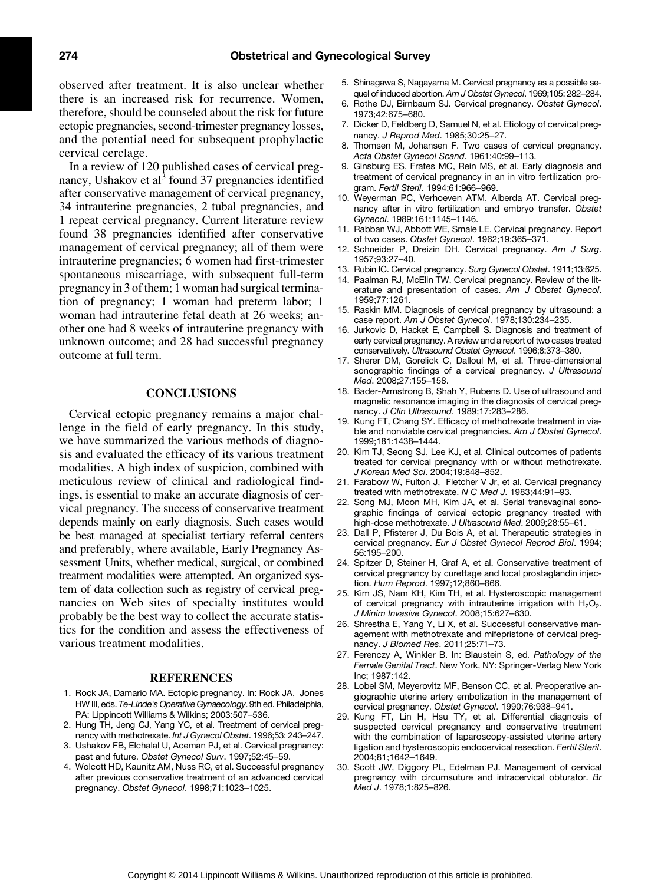observed after treatment. It is also unclear whether there is an increased risk for recurrence. Women, therefore, should be counseled about the risk for future ectopic pregnancies, second-trimester pregnancy losses, and the potential need for subsequent prophylactic cervical cerclage.

In a review of 120 published cases of cervical pregnancy, Ushakov et al[3] found 37 pregnancies identified after conservative management of cervical pregnancy, 34 intrauterine pregnancies, 2 tubal pregnancies, and 1 repeat cervical pregnancy. Current literature review found 38 pregnancies identified after conservative management of cervical pregnancy; all of them were intrauterine pregnancies; 6 women had first-trimester spontaneous miscarriage, with subsequent full-term pregnancy in 3 of them; 1 woman had surgical termination of pregnancy; 1 woman had preterm labor; 1 woman had intrauterine fetal death at 26 weeks; another one had 8 weeks of intrauterine pregnancy with unknown outcome; and 28 had successful pregnancy outcome at full term.

## CONCLUSIONS

Cervical ectopic pregnancy remains a major challenge in the field of early pregnancy. In this study, we have summarized the various methods of diagnosis and evaluated the efficacy of its various treatment modalities. A high index of suspicion, combined with meticulous review of clinical and radiological findings, is essential to make an accurate diagnosis of cervical pregnancy. The success of conservative treatment depends mainly on early diagnosis. Such cases would be best managed at specialist tertiary referral centers and preferably, where available, Early Pregnancy Assessment Units, whether medical, surgical, or combined treatment modalities were attempted. An organized system of data collection such as registry of cervical pregnancies on Web sites of specialty institutes would probably be the best way to collect the accurate statistics for the condition and assess the effectiveness of various treatment modalities.

## REFERENCES

1. Rock JA, Damario MA. Ectopic pregnancy. In: Rock JA, Jones HW III, eds. *Te-Linde's Operative Gynaecology*. 9th ed. Philadelphia, PA: Lippincott Williams & Wilkins; 2003:507–536.
2. Hung TH, Jeng CJ, Yang YC, et al. Treatment of cervical pregnancy with methotrexate. *Int J Gynecol Obstet*. 1996;53: 243–247.
3. Ushakov FB, Elchalal U, Aceman PJ, et al. Cervical pregnancy: past and future. *Obstet Gynecol Surv*. 1997;52:45–59.
4. Wolcott HD, Kaunitz AM, Nuss RC, et al. Successful pregnancy after previous conservative treatment of an advanced cervical pregnancy. *Obstet Gynecol*. 1998;71:1023–1025.
5. Shinagawa S, Nagayama M. Cervical pregnancy as a possible sequel of induced abortion. *Am J Obstet Gynecol*. 1969;105: 282–284.
6. Rothe DJ, Birnbaum SJ. Cervical pregnancy. *Obstet Gynecol*. 1973;42:675–680.
7. Dicker D, Feldberg D, Samuel N, et al. Etiology of cervical pregnancy. *J Reprod Med*. 1985;30:25–27.
8. Thomsen M, Johansen F. Two cases of cervical pregnancy. *Acta Obstet Gynecol Scand*. 1961;40:99–113.
9. Ginsburg ES, Frates MC, Rein MS, et al. Early diagnosis and treatment of cervical pregnancy in an in vitro fertilization program. *Fertil Steril*. 1994;61:966–969.
10. Weyerman PC, Verhoeven ATM, Alberda AT. Cervical pregnancy after in vitro fertilization and embryo transfer. *Obstet Gynecol*. 1989;161:1145–1146.
11. Rabban WJ, Abbott WE, Smale LE. Cervical pregnancy. Report of two cases. *Obstet Gynecol*. 1962;19;365–371.
12. Schneider P, Dreizin DH. Cervical pregnancy. *Am J Surg*. 1957;93:27–40.
13. Rubin IC. Cervical pregnancy. *Surg Gynecol Obstet*. 1911;13:625.
14. Paalman RJ, McElin TW. Cervical pregnancy. Review of the literature and presentation of cases. *Am J Obstet Gynecol*. 1959;77:1261.
15. Raskin MM. Diagnosis of cervical pregnancy by ultrasound: a case report. *Am J Obstet Gynecol*. 1978;130:234–235.
16. Jurkovic D, Hacket E, Campbell S. Diagnosis and treatment of early cervical pregnancy. A review and a report of two cases treated conservatively. *Ultrasound Obstet Gynecol*. 1996;8:373–380.
17. Sherer DM, Gorelick C, Dalloul M, et al. Three-dimensional sonographic findings of a cervical pregnancy. *J Ultrasound Med*. 2008;27:155–158.
18. Bader-Armstrong B, Shah Y, Rubens D. Use of ultrasound and magnetic resonance imaging in the diagnosis of cervical pregnancy. *J Clin Ultrasound*. 1989;17:283–286.
19. Kung FT, Chang SY. Efficacy of methotrexate treatment in viable and nonviable cervical pregnancies. *Am J Obstet Gynecol*. 1999;181:1438–1444.
20. Kim TJ, Seong SJ, Lee KJ, et al. Clinical outcomes of patients treated for cervical pregnancy with or without methotrexate. *J Korean Med Sci*. 2004;19:848–852.
21. Farabow W, Fulton J, Fletcher V Jr, et al. Cervical pregnancy treated with methotrexate. *N C Med J*. 1983;44:91–93.
22. Song MJ, Moon MH, Kim JA, et al. Serial transvaginal sonographic findings of cervical ectopic pregnancy treated with high-dose methotrexate. *J Ultrasound Med*. 2009;28:55–61.
23. Dall P, Pfisterer J, Du Bois A, et al. Therapeutic strategies in cervical pregnancy. *Eur J Obstet Gynecol Reprod Biol*. 1994; 56:195–200.
24. Spitzer D, Steiner H, Graf A, et al. Conservative treatment of cervical pregnancy by curettage and local prostaglandin injection. *Hum Reprod*. 1997;12;860–866.
25. Kim JS, Nam KH, Kim TH, et al. Hysteroscopic management of cervical pregnancy with intrauterine irrigation with $H_2O_2$. *J Minim Invasive Gynecol*. 2008;15:627–630.
26. Shrestha E, Yang Y, Li X, et al. Successful conservative management with methotrexate and mifepristone of cervical pregnancy. *J Biomed Res*. 2011;25:71–73.
27. Ferenczy A, Winkler B. In: Blaustein S, ed. *Pathology of the Female Genital Tract*. New York, NY: Springer-Verlag New York Inc; 1987:142.
28. Lobel SM, Meyerovitz MF, Benson CC, et al. Preoperative angiographic uterine artery embolization in the management of cervical pregnancy. *Obstet Gynecol*. 1990;76:938–941.
29. Kung FT, Lin H, Hsu TY, et al. Differential diagnosis of suspected cervical pregnancy and conservative treatment with the combination of laparoscopy-assisted uterine artery ligation and hysteroscopic endocervical resection. *Fertil Steril*. 2004;81;1642–1649.
30. Scott JW, Diggory PL, Edelman PJ. Management of cervical pregnancy with circumsuture and intracervical obturator. *Br Med J*. 1978;1:825–826.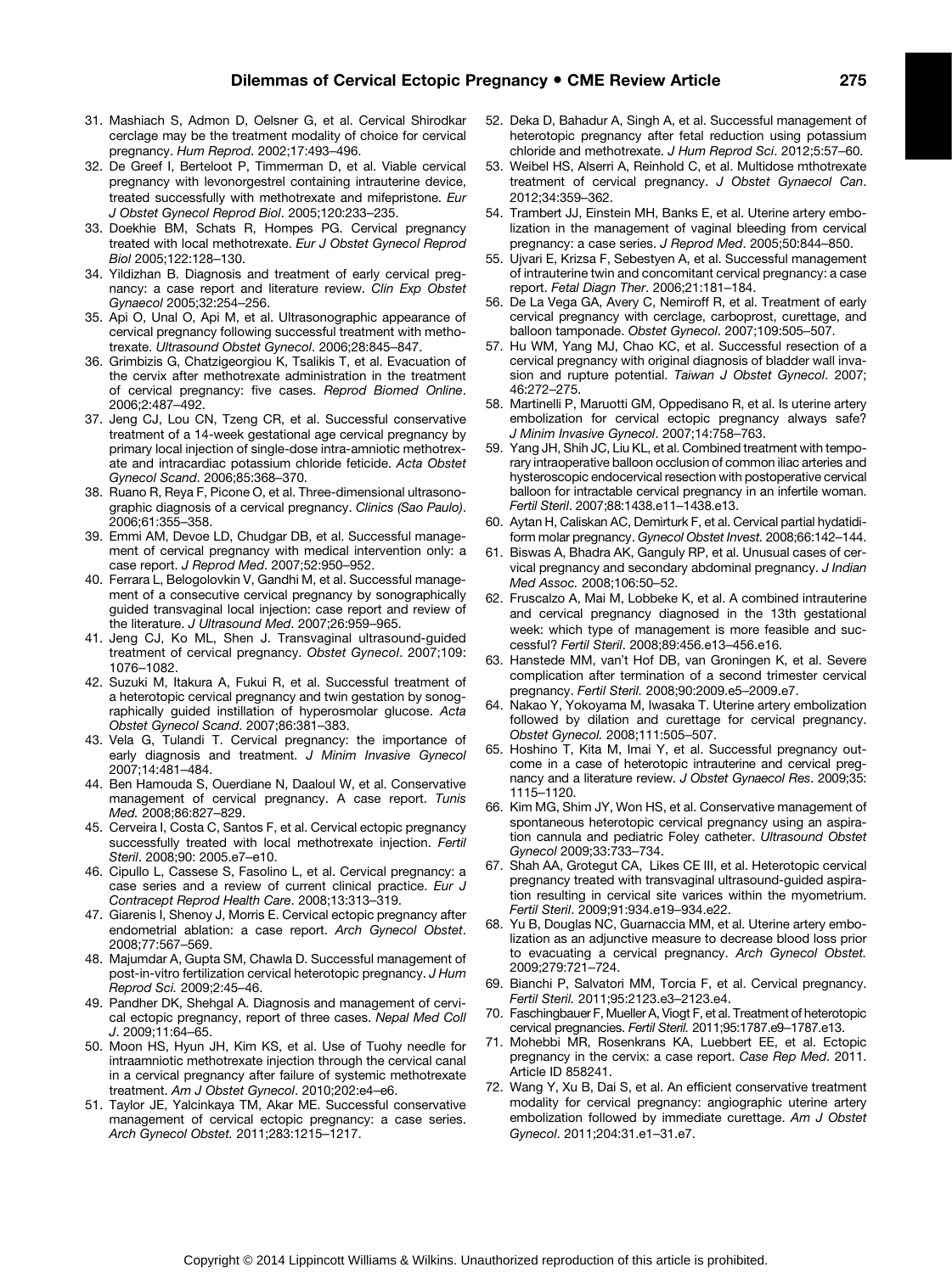31. Mashiach S, Admon D, Oelsner G, et al. Cervical Shirodkar cerclage may be the treatment modality of choice for cervical pregnancy. *Hum Reprod*. 2002;17:493–496.
32. De Greef I, Berteloot P, Timmerman D, et al. Viable cervical pregnancy with levonorgestrel containing intrauterine device, treated successfully with methotrexate and mifepristone. *Eur J Obstet Gynecol Reprod Biol*. 2005;120:233–235.
33. Doekhie BM, Schats R, Hompes PG. Cervical pregnancy treated with local methotrexate. *Eur J Obstet Gynecol Reprod Biol* 2005;122:128–130.
34. Yildizhan B. Diagnosis and treatment of early cervical pregnancy: a case report and literature review. *Clin Exp Obstet Gynaecol* 2005;32:254–256.
35. Api O, Unal O, Api M, et al. Ultrasonographic appearance of cervical pregnancy following successful treatment with methotrexate. *Ultrasound Obstet Gynecol*. 2006;28:845–847.
36. Grimbizis G, Chatzigeorgiou K, Tsalikis T, et al. Evacuation of the cervix after methotrexate administration in the treatment of cervical pregnancy: five cases. *Reprod Biomed Online*. 2006;2:487–492.
37. Jeng CJ, Lou CN, Tzeng CR, et al. Successful conservative treatment of a 14-week gestational age cervical pregnancy by primary local injection of single-dose intra-amniotic methotrexate and intracardiac potassium chloride feticide. *Acta Obstet Gynecol Scand*. 2006;85:368–370.
38. Ruano R, Reya F, Picone O, et al. Three-dimensional ultrasonographic diagnosis of a cervical pregnancy. *Clinics (Sao Paulo)*. 2006;61:355–358.
39. Emmi AM, Devoe LD, Chudgar DB, et al. Successful management of cervical pregnancy with medical intervention only: a case report. *J Reprod Med*. 2007;52:950–952.
40. Ferrara L, Belogolovkin V, Gandhi M, et al. Successful management of a consecutive cervical pregnancy by sonographically guided transvaginal local injection: case report and review of the literature. *J Ultrasound Med*. 2007;26:959–965.
41. Jeng CJ, Ko ML, Shen J. Transvaginal ultrasound-guided treatment of cervical pregnancy. *Obstet Gynecol*. 2007;109: 1076–1082.
42. Suzuki M, Itakura A, Fukui R, et al. Successful treatment of a heterotopic cervical pregnancy and twin gestation by sonographically guided instillation of hyperosmolar glucose. *Acta Obstet Gynecol Scand*. 2007;86:381–383.
43. Vela G, Tulandi T. Cervical pregnancy: the importance of early diagnosis and treatment. *J Minim Invasive Gynecol* 2007;14:481–484.
44. Ben Hamouda S, Ouerdiane N, Daaloul W, et al. Conservative management of cervical pregnancy. A case report. *Tunis Med.* 2008;86:827–829.
45. Cerveira I, Costa C, Santos F, et al. Cervical ectopic pregnancy successfully treated with local methotrexate injection. *Fertil Steril*. 2008;90: 2005.e7–e10.
46. Cipullo L, Cassese S, Fasolino L, et al. Cervical pregnancy: a case series and a review of current clinical practice. *Eur J Contracept Reprod Health Care*. 2008;13:313–319.
47. Giarenis I, Shenoy J, Morris E. Cervical ectopic pregnancy after endometrial ablation: a case report. *Arch Gynecol Obstet*. 2008;77:567–569.
48. Majumdar A, Gupta SM, Chawla D. Successful management of post-in-vitro fertilization cervical heterotopic pregnancy. *J Hum Reprod Sci.* 2009;2:45–46.
49. Pandher DK, Shehgal A. Diagnosis and management of cervical ectopic pregnancy, report of three cases. *Nepal Med Coll J*. 2009;11:64–65.
50. Moon HS, Hyun JH, Kim KS, et al. Use of Tuohy needle for intraamniotic methotrexate injection through the cervical canal in a cervical pregnancy after failure of systemic methotrexate treatment. *Am J Obstet Gynecol*. 2010;202:e4–e6.
51. Taylor JE, Yalcinkaya TM, Akar ME. Successful conservative management of cervical ectopic pregnancy: a case series. *Arch Gynecol Obstet.* 2011;283:1215–1217.
52. Deka D, Bahadur A, Singh A, et al. Successful management of heterotopic pregnancy after fetal reduction using potassium chloride and methotrexate. *J Hum Reprod Sci*. 2012;5:57–60.
53. Weibel HS, Alserri A, Reinhold C, et al. Multidose mthotrexate treatment of cervical pregnancy. *J Obstet Gynaecol Can*. 2012;34:359–362.
54. Trambert JJ, Einstein MH, Banks E, et al. Uterine artery embolization in the management of vaginal bleeding from cervical pregnancy: a case series. *J Reprod Med*. 2005;50:844–850.
55. Ujvari E, Krizsa F, Sebestyen A, et al. Successful management of intrauterine twin and concomitant cervical pregnancy: a case report. *Fetal Diagn Ther*. 2006;21:181–184.
56. De La Vega GA, Avery C, Nemiroff R, et al. Treatment of early cervical pregnancy with cerclage, carboprost, curettage, and balloon tamponade. *Obstet Gynecol*. 2007;109:505–507.
57. Hu WM, Yang MJ, Chao KC, et al. Successful resection of a cervical pregnancy with original diagnosis of bladder wall invasion and rupture potential. *Taiwan J Obstet Gynecol*. 2007; 46:272–275.
58. Martinelli P, Maruotti GM, Oppedisano R, et al. Is uterine artery embolization for cervical ectopic pregnancy always safe? *J Minim Invasive Gynecol*. 2007;14:758–763.
59. Yang JH, Shih JC, Liu KL, et al. Combined treatment with temporary intraoperative balloon occlusion of common iliac arteries and hysteroscopic endocervical resection with postoperative cervical balloon for intractable cervical pregnancy in an infertile woman. *Fertil Steril*. 2007;88:1438.e11–1438.e13.
60. Aytan H, Caliskan AC, Demirturk F, et al. Cervical partial hydatidiform molar pregnancy. *Gynecol Obstet Invest.* 2008;66:142–144.
61. Biswas A, Bhadra AK, Ganguly RP, et al. Unusual cases of cervical pregnancy and secondary abdominal pregnancy. *J Indian Med Assoc.* 2008;106:50–52.
62. Fruscalzo A, Mai M, Lobbeke K, et al. A combined intrauterine and cervical pregnancy diagnosed in the 13th gestational week: which type of management is more feasible and successful? *Fertil Steril*. 2008;89:456.e13–456.e16.
63. Hanstede MM, van't Hof DB, van Groningen K, et al. Severe complication after termination of a second trimester cervical pregnancy. *Fertil Steril.* 2008;90:2009.e5–2009.e7.
64. Nakao Y, Yokoyama M, Iwasaka T. Uterine artery embolization followed by dilation and curettage for cervical pregnancy. *Obstet Gynecol.* 2008;111:505–507.
65. Hoshino T, Kita M, Imai Y, et al. Successful pregnancy outcome in a case of heterotopic intrauterine and cervical pregnancy and a literature review. *J Obstet Gynaecol Res*. 2009;35: 1115–1120.
66. Kim MG, Shim JY, Won HS, et al. Conservative management of spontaneous heterotopic cervical pregnancy using an aspiration cannula and pediatric Foley catheter. *Ultrasound Obstet Gynecol* 2009;33:733–734.
67. Shah AA, Grotegut CA, Likes CE III, et al. Heterotopic cervical pregnancy treated with transvaginal ultrasound-guided aspiration resulting in cervical site varices within the myometrium. *Fertil Steril*. 2009;91:934.e19–934.e22.
68. Yu B, Douglas NC, Guarnaccia MM, et al. Uterine artery embolization as an adjunctive measure to decrease blood loss prior to evacuating a cervical pregnancy. *Arch Gynecol Obstet.* 2009;279:721–724.
69. Bianchi P, Salvatori MM, Torcia F, et al. Cervical pregnancy. *Fertil Steril.* 2011;95:2123.e3–2123.e4.
70. Faschingbauer F, Mueller A, Viogt F, et al. Treatment of heterotopic cervical pregnancies. *Fertil Steril.* 2011;95:1787.e9–1787.e13.
71. Mohebbi MR, Rosenkrans KA, Luebbert EE, et al. Ectopic pregnancy in the cervix: a case report. *Case Rep Med*. 2011. Article ID 858241.
72. Wang Y, Xu B, Dai S, et al. An efficient conservative treatment modality for cervical pregnancy: angiographic uterine artery embolization followed by immediate curettage. *Am J Obstet Gynecol*. 2011;204:31.e1–31.e7.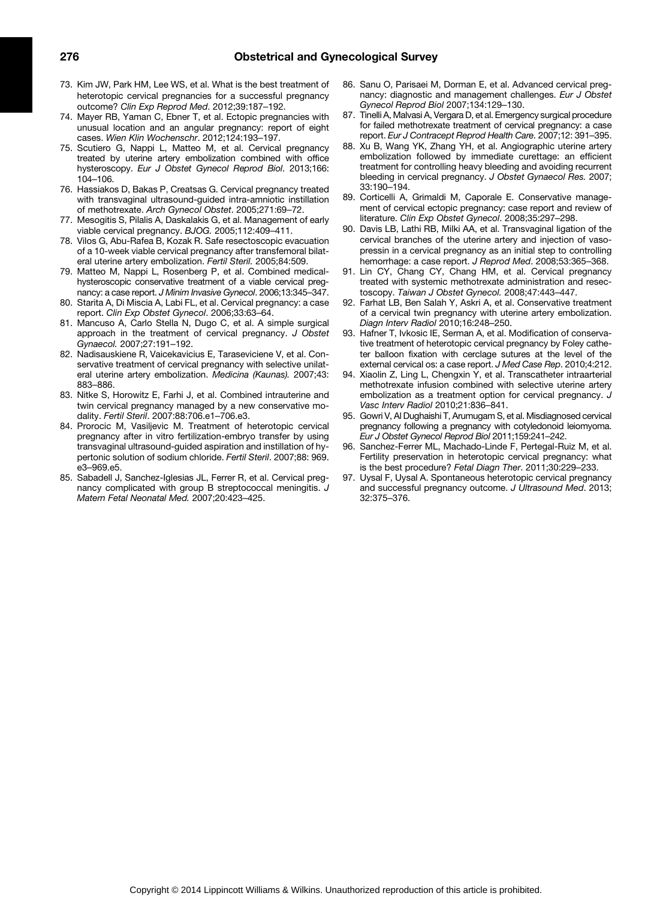73. Kim JW, Park HM, Lee WS, et al. What is the best treatment of heterotopic cervical pregnancies for a successful pregnancy outcome? *Clin Exp Reprod Med*. 2012;39:187–192.
74. Mayer RB, Yaman C, Ebner T, et al. Ectopic pregnancies with unusual location and an angular pregnancy: report of eight cases. *Wien Klin Wochenschr*. 2012;124:193–197.
75. Scutiero G, Nappi L, Matteo M, et al. Cervical pregnancy treated by uterine artery embolization combined with office hysteroscopy. *Eur J Obstet Gynecol Reprod Biol*. 2013;166: 104–106.
76. Hassiakos D, Bakas P, Creatsas G. Cervical pregnancy treated with transvaginal ultrasound-guided intra-amniotic instillation of methotrexate. *Arch Gynecol Obstet*. 2005;271:69–72.
77. Mesogitis S, Pilalis A, Daskalakis G, et al. Management of early viable cervical pregnancy. *BJOG*. 2005;112:409–411.
78. Vilos G, Abu-Rafea B, Kozak R. Safe resectoscopic evacuation of a 10-week viable cervical pregnancy after transfemoral bilateral uterine artery embolization. *Fertil Steril*. 2005;84:509.
79. Matteo M, Nappi L, Rosenberg P, et al. Combined medical-hysteroscopic conservative treatment of a viable cervical pregnancy: a case report. *J Minim Invasive Gynecol*. 2006;13:345–347.
80. Starita A, Di Miscia A, Labi FL, et al. Cervical pregnancy: a case report. *Clin Exp Obstet Gynecol*. 2006;33:63–64.
81. Mancuso A, Carlo Stella N, Dugo C, et al. A simple surgical approach in the treatment of cervical pregnancy. *J Obstet Gynaecol*. 2007;27:191–192.
82. Nadisauskiene R, Vaicekavicius E, Taraseviciene V, et al. Conservative treatment of cervical pregnancy with selective unilateral uterine artery embolization. *Medicina (Kaunas)*. 2007;43: 883–886.
83. Nitke S, Horowitz E, Farhi J, et al. Combined intrauterine and twin cervical pregnancy managed by a new conservative modality. *Fertil Steril*. 2007:88:706.e1–706.e3.
84. Prorocic M, Vasiljevic M. Treatment of heterotopic cervical pregnancy after in vitro fertilization-embryo transfer by using transvaginal ultrasound-guided aspiration and instillation of hypertonic solution of sodium chloride. *Fertil Steril*. 2007;88: 969. e3–969.e5.
85. Sabadell J, Sanchez-Iglesias JL, Ferrer R, et al. Cervical pregnancy complicated with group B streptococcal meningitis. *J Matern Fetal Neonatal Med*. 2007;20:423–425.
86. Sanu O, Parisaei M, Dorman E, et al. Advanced cervical pregnancy: diagnostic and management challenges. *Eur J Obstet Gynecol Reprod Biol* 2007;134:129–130.
87. Tinelli A, Malvasi A, Vergara D, et al. Emergency surgical procedure for failed methotrexate treatment of cervical pregnancy: a case report. *Eur J Contracept Reprod Health Care*. 2007;12: 391–395.
88. Xu B, Wang YK, Zhang YH, et al. Angiographic uterine artery embolization followed by immediate curettage: an efficient treatment for controlling heavy bleeding and avoiding recurrent bleeding in cervical pregnancy. *J Obstet Gynaecol Res*. 2007; 33:190–194.
89. Corticelli A, Grimaldi M, Caporale E. Conservative management of cervical ectopic pregnancy: case report and review of literature. *Clin Exp Obstet Gynecol*. 2008;35:297–298.
90. Davis LB, Lathi RB, Milki AA, et al. Transvaginal ligation of the cervical branches of the uterine artery and injection of vasopressin in a cervical pregnancy as an initial step to controlling hemorrhage: a case report. *J Reprod Med*. 2008;53:365–368.
91. Lin CY, Chang CY, Chang HM, et al. Cervical pregnancy treated with systemic methotrexate administration and resectoscopy. *Taiwan J Obstet Gynecol*. 2008;47:443–447.
92. Farhat LB, Ben Salah Y, Askri A, et al. Conservative treatment of a cervical twin pregnancy with uterine artery embolization. *Diagn Interv Radiol* 2010;16:248–250.
93. Hafner T, Ivkosic IE, Serman A, et al. Modification of conservative treatment of heterotopic cervical pregnancy by Foley catheter balloon fixation with cerclage sutures at the level of the external cervical os: a case report. *J Med Case Rep*. 2010;4:212.
94. Xiaolin Z, Ling L, Chengxin Y, et al. Transcatheter intraarterial methotrexate infusion combined with selective uterine artery embolization as a treatment option for cervical pregnancy. *J Vasc Interv Radiol* 2010;21:836–841.
95. Gowri V, Al Dughaishi T, Arumugam S, et al. Misdiagnosed cervical pregnancy following a pregnancy with cotyledonoid leiomyoma. *Eur J Obstet Gynecol Reprod Biol* 2011;159:241–242.
96. Sanchez-Ferrer ML, Machado-Linde F, Pertegal-Ruiz M, et al. Fertility preservation in heterotopic cervical pregnancy: what is the best procedure? *Fetal Diagn Ther*. 2011;30:229–233.
97. Uysal F, Uysal A. Spontaneous heterotopic cervical pregnancy and successful pregnancy outcome. *J Ultrasound Med*. 2013; 32:375–376.